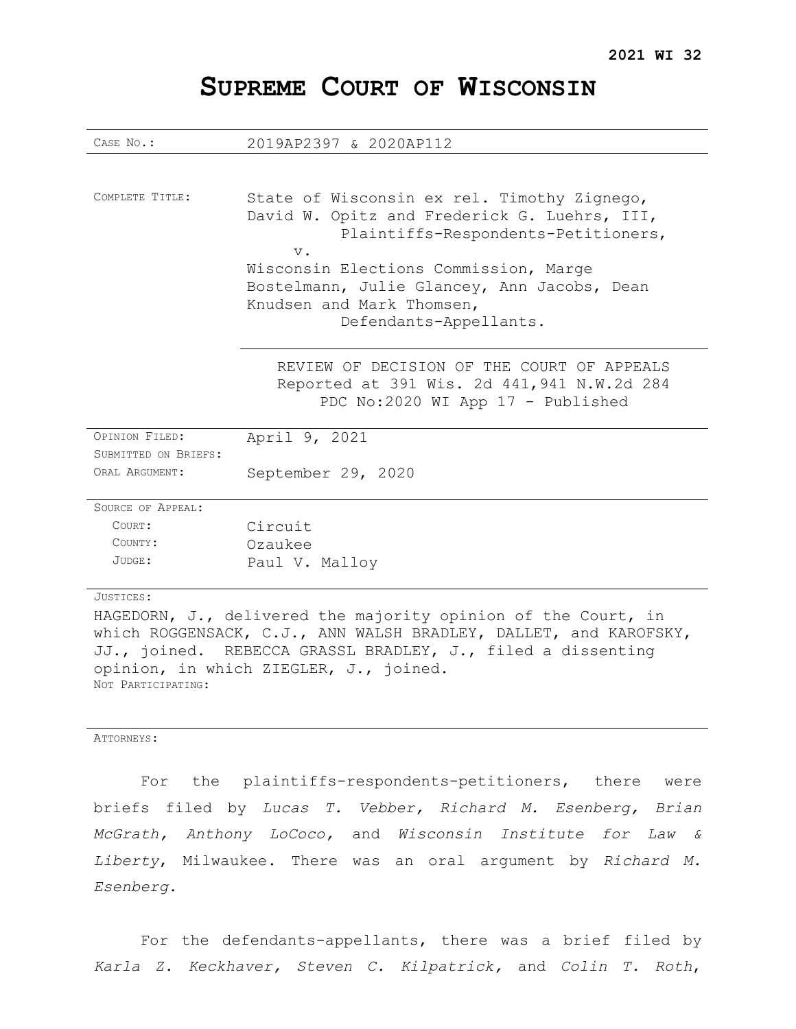**2021 WI 32**

# SUPREME COURT OF WISCONSIN

| | |
|---|---|
| CASE NO.: | 2019AP2397 & 2020AP112 |
| COMPLETE TITLE: | State of Wisconsin ex rel. Timothy Zignego, David W. Opitz and Frederick G. Luehrs, III, Plaintiffs-Respondents-Petitioners, v. Wisconsin Elections Commission, Marge Bostelmann, Julie Glancey, Ann Jacobs, Dean Knudsen and Mark Thomsen, Defendants-Appellants. |
| | REVIEW OF DECISION OF THE COURT OF APPEALS Reported at 391 Wis. 2d 441,941 N.W.2d 284 PDC No:2020 WI App 17 - Published |
| OPINION FILED: | April 9, 2021 |
| SUBMITTED ON BRIEFS: | |
| ORAL ARGUMENT: | September 29, 2020 |
| SOURCE OF APPEAL: | |
| COURT: | Circuit |
| COUNTY: | Ozaukee |
| JUDGE: | Paul V. Malloy |

JUSTICES:

HAGEDORN, J., delivered the majority opinion of the Court, in which ROGGENSACK, C.J., ANN WALSH BRADLEY, DALLET, and KAROFSKY, JJ., joined. REBECCA GRASSL BRADLEY, J., filed a dissenting opinion, in which ZIEGLER, J., joined.

NOT PARTICIPATING:

ATTORNEYS:

For the plaintiffs-respondents-petitioners, there were briefs filed by *Lucas T. Vebber, Richard M. Esenberg, Brian McGrath, Anthony LoCoco,* and *Wisconsin Institute for Law & Liberty*, Milwaukee. There was an oral argument by *Richard M. Esenberg*.

For the defendants-appellants, there was a brief filed by *Karla Z. Keckhaver, Steven C. Kilpatrick,* and *Colin T. Roth*,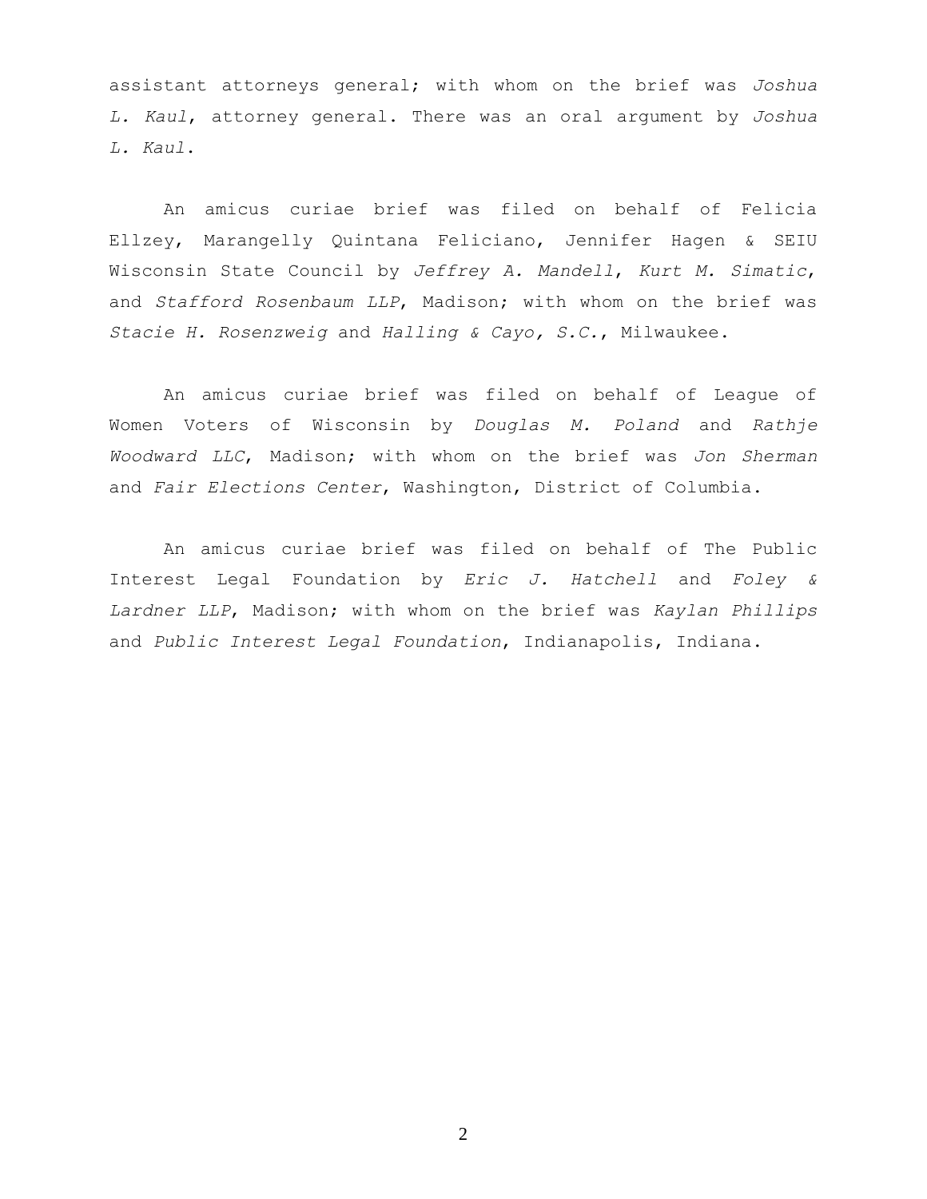assistant attorneys general; with whom on the brief was *Joshua L. Kaul*, attorney general. There was an oral argument by *Joshua L. Kaul*.

An amicus curiae brief was filed on behalf of Felicia Ellzey, Marangelly Quintana Feliciano, Jennifer Hagen & SEIU Wisconsin State Council by *Jeffrey A. Mandell*, *Kurt M. Simatic*, and *Stafford Rosenbaum LLP*, Madison; with whom on the brief was *Stacie H. Rosenzweig* and *Halling & Cayo, S.C.*, Milwaukee.

An amicus curiae brief was filed on behalf of League of Women Voters of Wisconsin by *Douglas M. Poland* and *Rathje Woodward LLC*, Madison; with whom on the brief was *Jon Sherman* and *Fair Elections Center*, Washington, District of Columbia.

An amicus curiae brief was filed on behalf of The Public Interest Legal Foundation by *Eric J. Hatchell* and *Foley & Lardner LLP*, Madison; with whom on the brief was *Kaylan Phillips* and *Public Interest Legal Foundation*, Indianapolis, Indiana.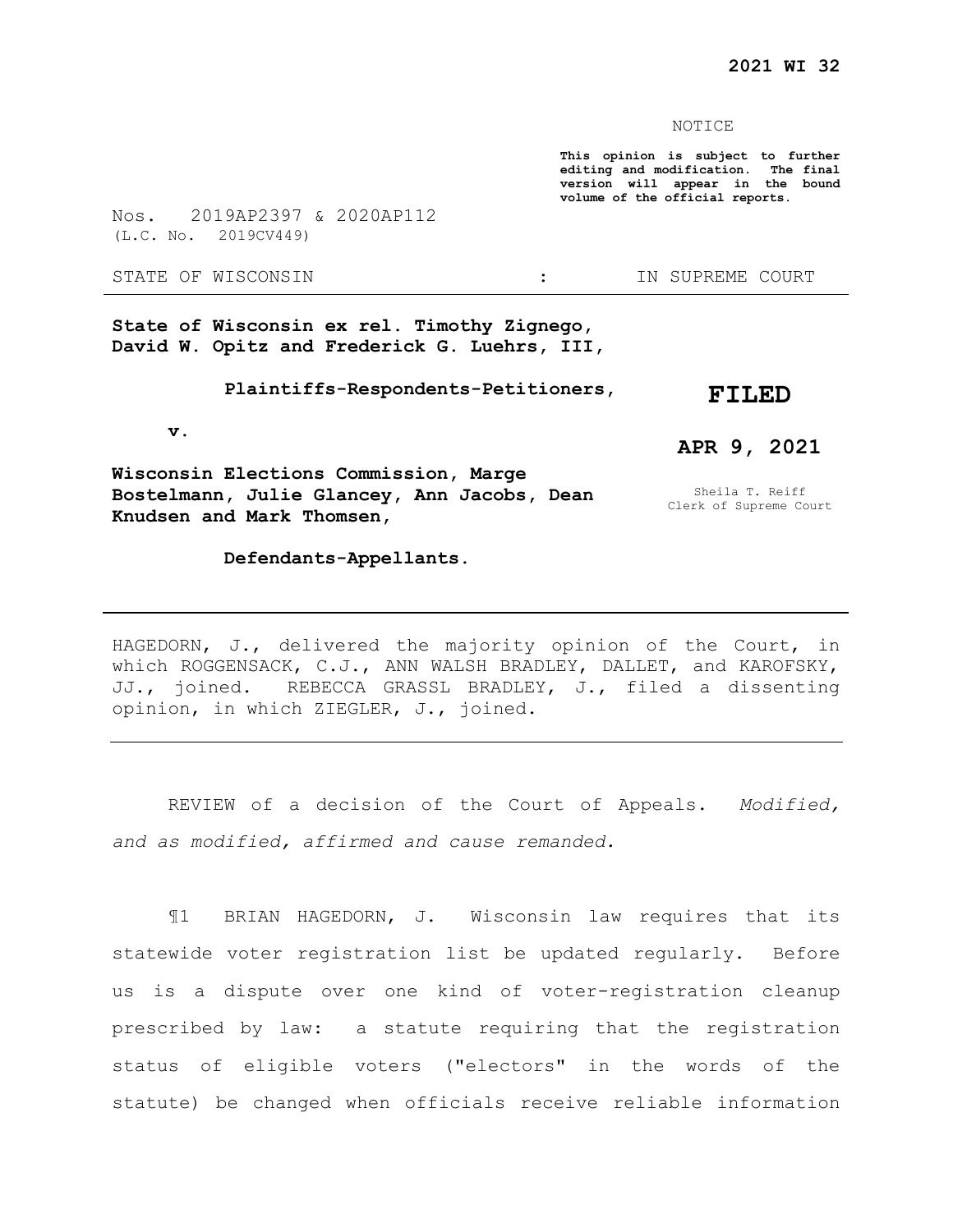NOTICE

**This opinion is subject to further editing and modification. The final version will appear in the bound volume of the official reports.**

Nos. 2019AP2397 & 2020AP112
(L.C. No. 2019CV449)

STATE OF WISCONSIN : IN SUPREME COURT

**State of Wisconsin ex rel. Timothy Zignego, David W. Opitz and Frederick G. Luehrs, III,**

**Plaintiffs-Respondents-Petitioners,**

**v.**

**Wisconsin Elections Commission, Marge Bostelmann, Julie Glancey, Ann Jacobs, Dean Knudsen and Mark Thomsen,**

**Defendants-Appellants.**

**FILED**

**APR 9, 2021**

Sheila T. Reiff
Clerk of Supreme Court

---

HAGEDORN, J., delivered the majority opinion of the Court, in which ROGGENSACK, C.J., ANN WALSH BRADLEY, DALLET, and KAROFSKY, JJ., joined. REBECCA GRASSL BRADLEY, J., filed a dissenting opinion, in which ZIEGLER, J., joined.

---

REVIEW of a decision of the Court of Appeals. *Modified, and as modified, affirmed and cause remanded.*

¶1 BRIAN HAGEDORN, J. Wisconsin law requires that its statewide voter registration list be updated regularly. Before us is a dispute over one kind of voter-registration cleanup prescribed by law: a statute requiring that the registration status of eligible voters ("electors" in the words of the statute) be changed when officials receive reliable information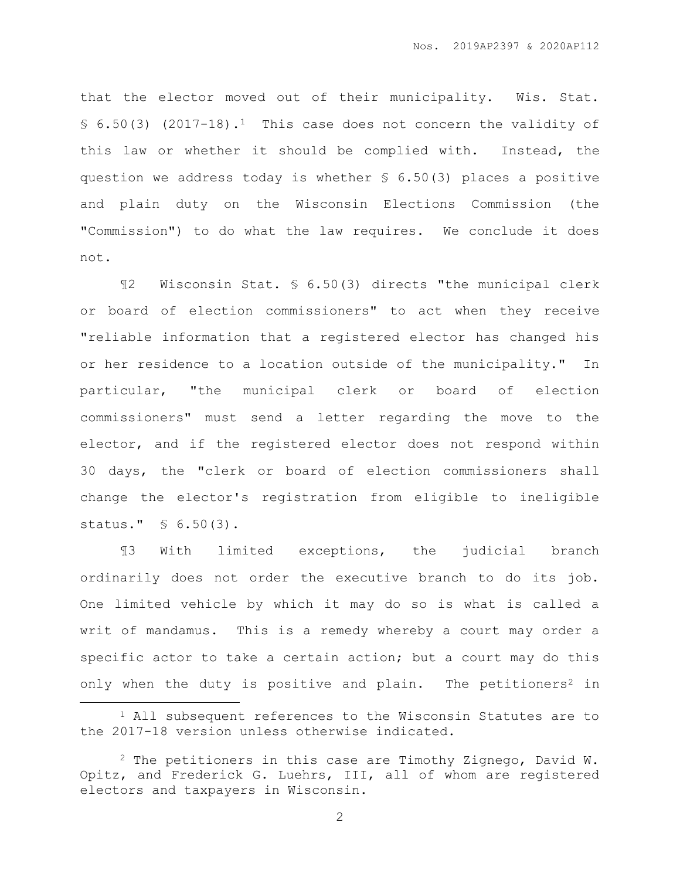that the elector moved out of their municipality. Wis. Stat. § 6.50(3) (2017-18).[1] This case does not concern the validity of this law or whether it should be complied with. Instead, the question we address today is whether § 6.50(3) places a positive and plain duty on the Wisconsin Elections Commission (the "Commission") to do what the law requires. We conclude it does not.

¶2 Wisconsin Stat. § 6.50(3) directs "the municipal clerk or board of election commissioners" to act when they receive "reliable information that a registered elector has changed his or her residence to a location outside of the municipality." In particular, "the municipal clerk or board of election commissioners" must send a letter regarding the move to the elector, and if the registered elector does not respond within 30 days, the "clerk or board of election commissioners shall change the elector's registration from eligible to ineligible status." § 6.50(3).

¶3 With limited exceptions, the judicial branch ordinarily does not order the executive branch to do its job. One limited vehicle by which it may do so is what is called a writ of mandamus. This is a remedy whereby a court may order a specific actor to take a certain action; but a court may do this only when the duty is positive and plain. The petitioners[2] in

[1] All subsequent references to the Wisconsin Statutes are to the 2017-18 version unless otherwise indicated.

[2] The petitioners in this case are Timothy Zignego, David W. Opitz, and Frederick G. Luehrs, III, all of whom are registered electors and taxpayers in Wisconsin.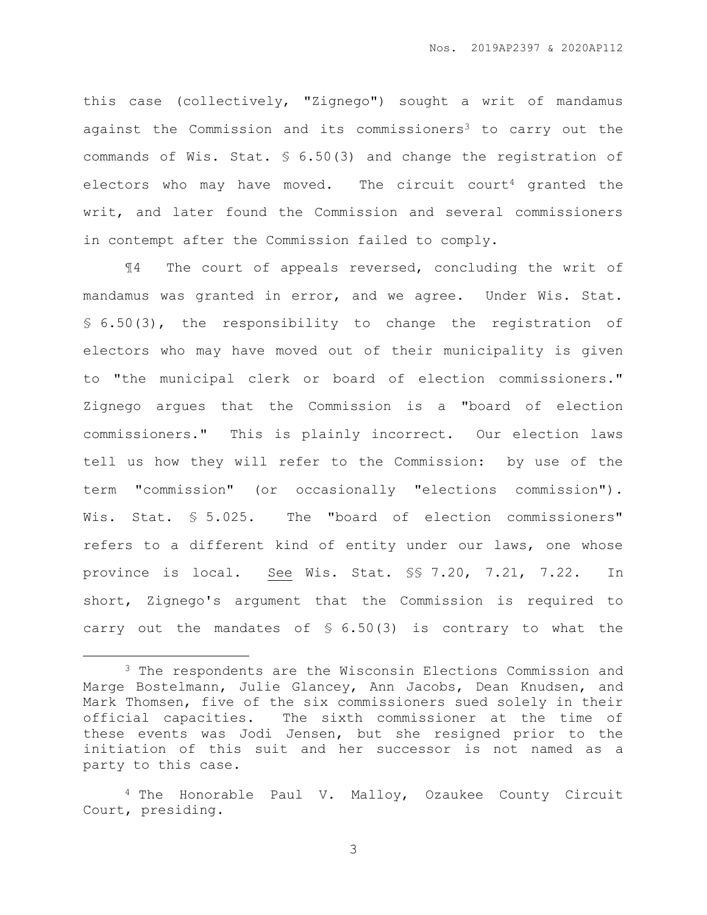this case (collectively, "Zignego") sought a writ of mandamus against the Commission and its commissioners[3] to carry out the commands of Wis. Stat. § 6.50(3) and change the registration of electors who may have moved. The circuit court[4] granted the writ, and later found the Commission and several commissioners in contempt after the Commission failed to comply.

¶4 The court of appeals reversed, concluding the writ of mandamus was granted in error, and we agree. Under Wis. Stat. § 6.50(3), the responsibility to change the registration of electors who may have moved out of their municipality is given to "the municipal clerk or board of election commissioners." Zignego argues that the Commission is a "board of election commissioners." This is plainly incorrect. Our election laws tell us how they will refer to the Commission: by use of the term "commission" (or occasionally "elections commission"). Wis. Stat. § 5.025. The "board of election commissioners" refers to a different kind of entity under our laws, one whose province is local. See Wis. Stat. §§ 7.20, 7.21, 7.22. In short, Zignego's argument that the Commission is required to carry out the mandates of § 6.50(3) is contrary to what the

---

[3] The respondents are the Wisconsin Elections Commission and Marge Bostelmann, Julie Glancey, Ann Jacobs, Dean Knudsen, and Mark Thomsen, five of the six commissioners sued solely in their official capacities. The sixth commissioner at the time of these events was Jodi Jensen, but she resigned prior to the initiation of this suit and her successor is not named as a party to this case.

[4] The Honorable Paul V. Malloy, Ozaukee County Circuit Court, presiding.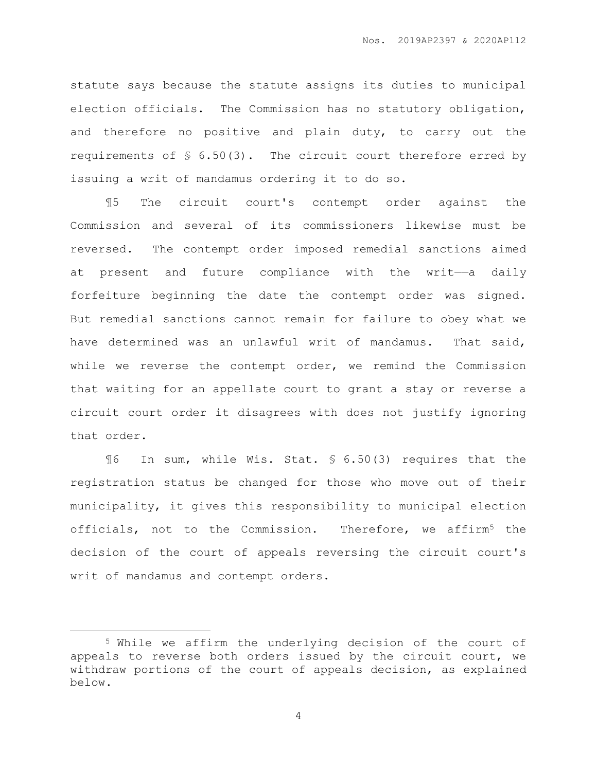statute says because the statute assigns its duties to municipal election officials. The Commission has no statutory obligation, and therefore no positive and plain duty, to carry out the requirements of § 6.50(3). The circuit court therefore erred by issuing a writ of mandamus ordering it to do so.

¶5 The circuit court's contempt order against the Commission and several of its commissioners likewise must be reversed. The contempt order imposed remedial sanctions aimed at present and future compliance with the writ——a daily forfeiture beginning the date the contempt order was signed. But remedial sanctions cannot remain for failure to obey what we have determined was an unlawful writ of mandamus. That said, while we reverse the contempt order, we remind the Commission that waiting for an appellate court to grant a stay or reverse a circuit court order it disagrees with does not justify ignoring that order.

¶6 In sum, while Wis. Stat. § 6.50(3) requires that the registration status be changed for those who move out of their municipality, it gives this responsibility to municipal election officials, not to the Commission. Therefore, we affirm[5] the decision of the court of appeals reversing the circuit court's writ of mandamus and contempt orders.

---

[5] While we affirm the underlying decision of the court of appeals to reverse both orders issued by the circuit court, we withdraw portions of the court of appeals decision, as explained below.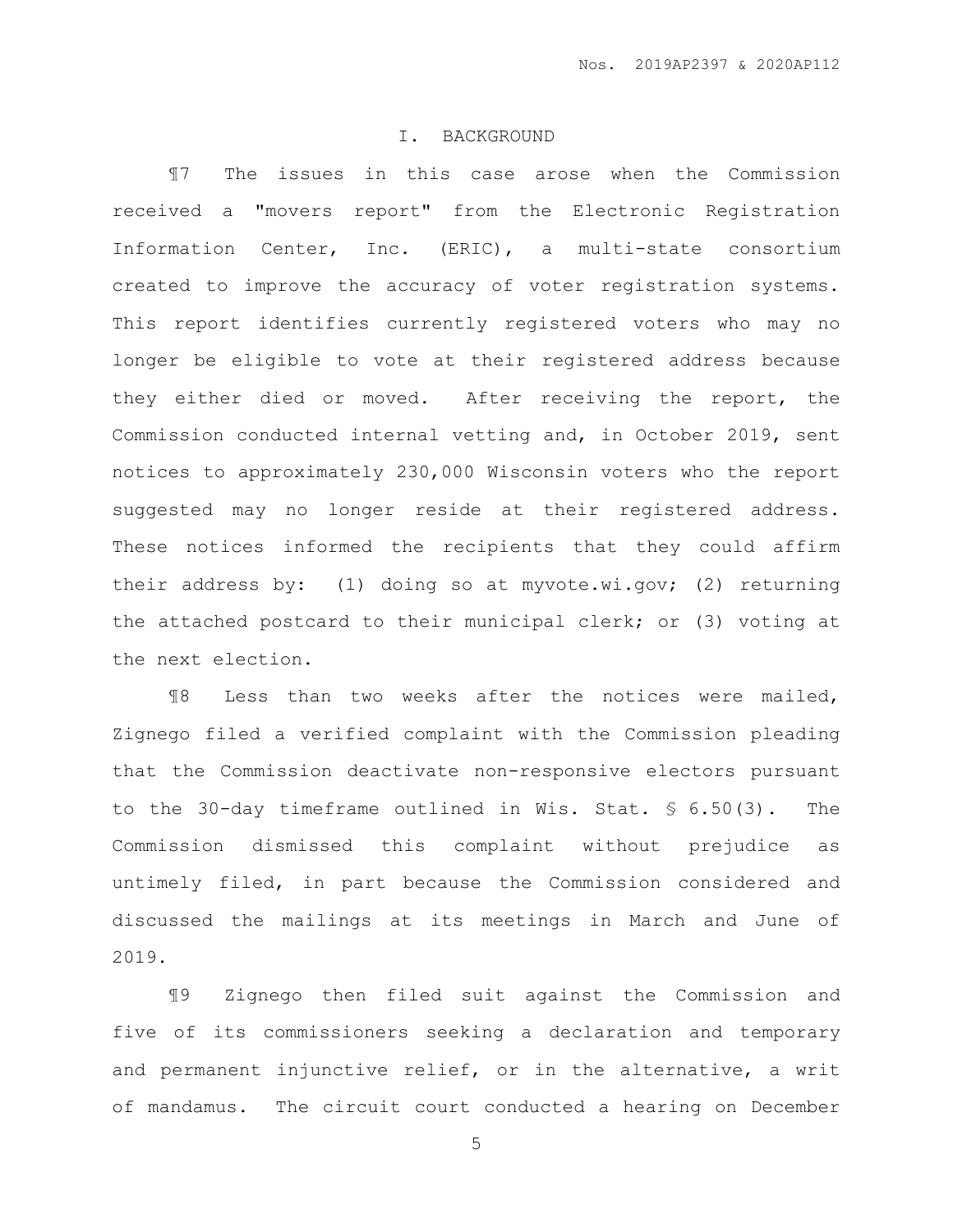## I. BACKGROUND

¶7 The issues in this case arose when the Commission received a "movers report" from the Electronic Registration Information Center, Inc. (ERIC), a multi-state consortium created to improve the accuracy of voter registration systems. This report identifies currently registered voters who may no longer be eligible to vote at their registered address because they either died or moved. After receiving the report, the Commission conducted internal vetting and, in October 2019, sent notices to approximately 230,000 Wisconsin voters who the report suggested may no longer reside at their registered address. These notices informed the recipients that they could affirm their address by: (1) doing so at myvote.wi.gov; (2) returning the attached postcard to their municipal clerk; or (3) voting at the next election.

¶8 Less than two weeks after the notices were mailed, Zignego filed a verified complaint with the Commission pleading that the Commission deactivate non-responsive electors pursuant to the 30-day timeframe outlined in Wis. Stat. § 6.50(3). The Commission dismissed this complaint without prejudice as untimely filed, in part because the Commission considered and discussed the mailings at its meetings in March and June of 2019.

¶9 Zignego then filed suit against the Commission and five of its commissioners seeking a declaration and temporary and permanent injunctive relief, or in the alternative, a writ of mandamus. The circuit court conducted a hearing on December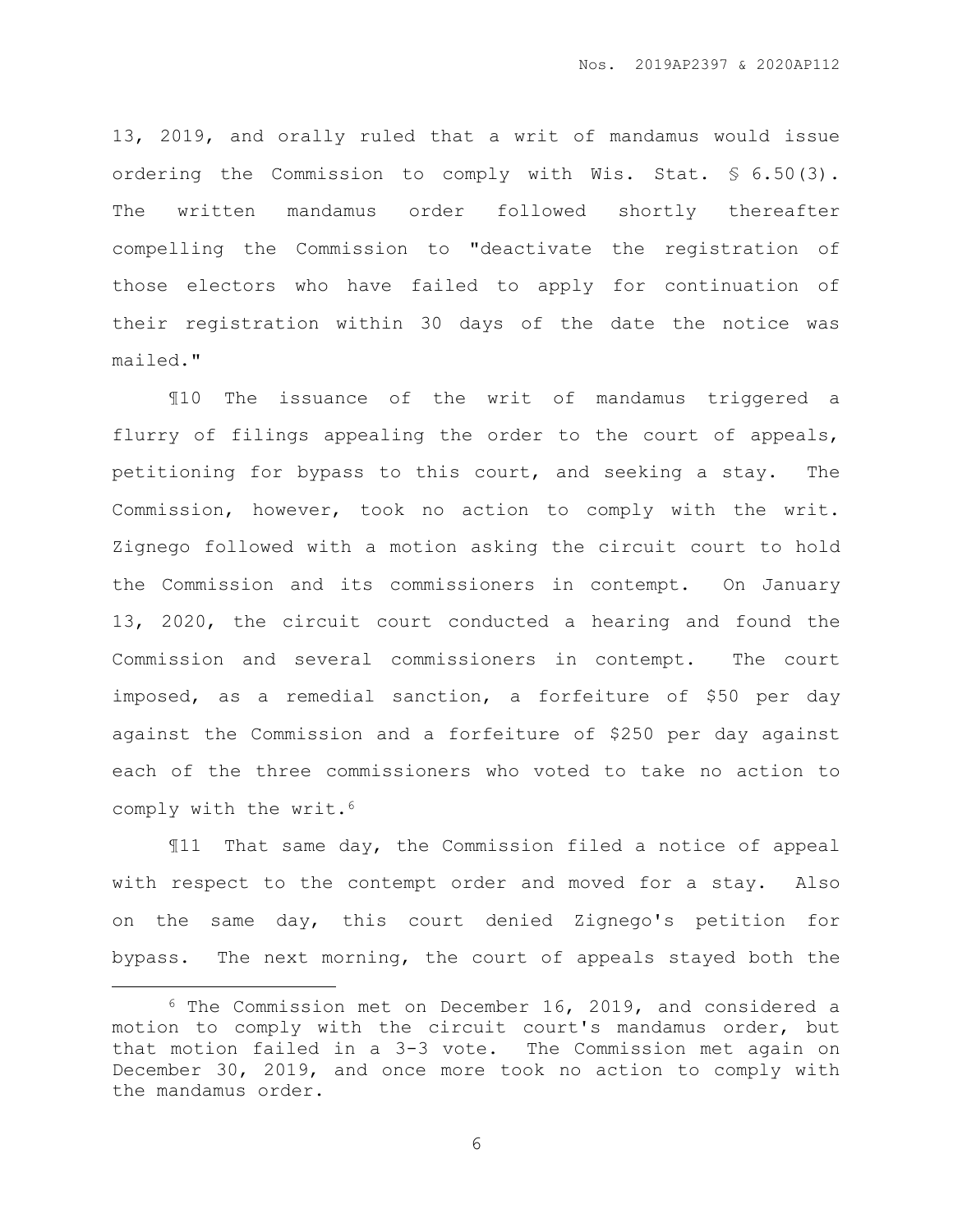13, 2019, and orally ruled that a writ of mandamus would issue ordering the Commission to comply with Wis. Stat. § 6.50(3). The written mandamus order followed shortly thereafter compelling the Commission to "deactivate the registration of those electors who have failed to apply for continuation of their registration within 30 days of the date the notice was mailed."

¶10 The issuance of the writ of mandamus triggered a flurry of filings appealing the order to the court of appeals, petitioning for bypass to this court, and seeking a stay. The Commission, however, took no action to comply with the writ. Zignego followed with a motion asking the circuit court to hold the Commission and its commissioners in contempt. On January 13, 2020, the circuit court conducted a hearing and found the Commission and several commissioners in contempt. The court imposed, as a remedial sanction, a forfeiture of $50 per day against the Commission and a forfeiture of $250 per day against each of the three commissioners who voted to take no action to comply with the writ.[6]

¶11 That same day, the Commission filed a notice of appeal with respect to the contempt order and moved for a stay. Also on the same day, this court denied Zignego's petition for bypass. The next morning, the court of appeals stayed both the

---

[6] The Commission met on December 16, 2019, and considered a motion to comply with the circuit court's mandamus order, but that motion failed in a 3-3 vote. The Commission met again on December 30, 2019, and once more took no action to comply with the mandamus order.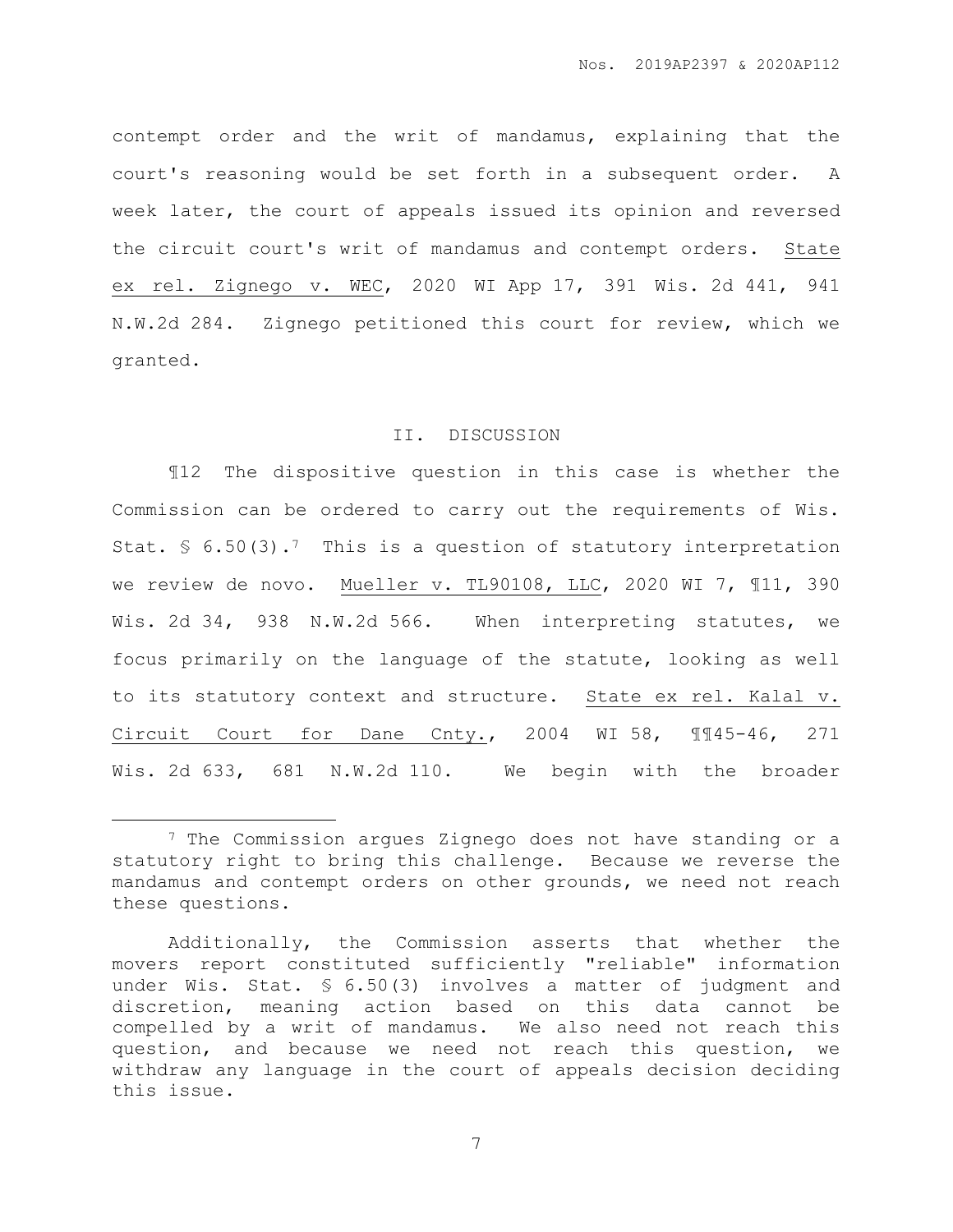contempt order and the writ of mandamus, explaining that the court's reasoning would be set forth in a subsequent order. A week later, the court of appeals issued its opinion and reversed the circuit court's writ of mandamus and contempt orders. State ex rel. Zignego v. WEC, 2020 WI App 17, 391 Wis. 2d 441, 941 N.W.2d 284. Zignego petitioned this court for review, which we granted.

## II. DISCUSSION

¶12 The dispositive question in this case is whether the Commission can be ordered to carry out the requirements of Wis. Stat. § 6.50(3).[7] This is a question of statutory interpretation we review de novo. Mueller v. TL90108, LLC, 2020 WI 7, ¶11, 390 Wis. 2d 34, 938 N.W.2d 566. When interpreting statutes, we focus primarily on the language of the statute, looking as well to its statutory context and structure. State ex rel. Kalal v. Circuit Court for Dane Cnty., 2004 WI 58, ¶¶45-46, 271 Wis. 2d 633, 681 N.W.2d 110. We begin with the broader

---

[7] The Commission argues Zignego does not have standing or a statutory right to bring this challenge. Because we reverse the mandamus and contempt orders on other grounds, we need not reach these questions.

Additionally, the Commission asserts that whether the movers report constituted sufficiently "reliable" information under Wis. Stat. § 6.50(3) involves a matter of judgment and discretion, meaning action based on this data cannot be compelled by a writ of mandamus. We also need not reach this question, and because we need not reach this question, we withdraw any language in the court of appeals decision deciding this issue.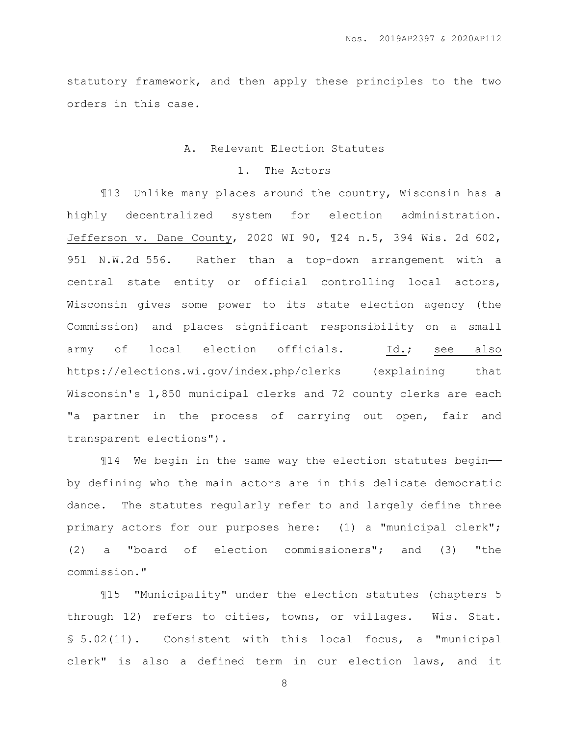statutory framework, and then apply these principles to the two orders in this case.

### A. Relevant Election Statutes

#### 1. The Actors

¶13 Unlike many places around the country, Wisconsin has a highly decentralized system for election administration. Jefferson v. Dane County, 2020 WI 90, ¶24 n.5, 394 Wis. 2d 602, 951 N.W.2d 556. Rather than a top-down arrangement with a central state entity or official controlling local actors, Wisconsin gives some power to its state election agency (the Commission) and places significant responsibility on a small army of local election officials. Id.; see also https://elections.wi.gov/index.php/clerks (explaining that Wisconsin's 1,850 municipal clerks and 72 county clerks are each "a partner in the process of carrying out open, fair and transparent elections").

¶14 We begin in the same way the election statutes begin—by defining who the main actors are in this delicate democratic dance. The statutes regularly refer to and largely define three primary actors for our purposes here: (1) a "municipal clerk"; (2) a "board of election commissioners"; and (3) "the commission."

¶15 "Municipality" under the election statutes (chapters 5 through 12) refers to cities, towns, or villages. Wis. Stat. § 5.02(11). Consistent with this local focus, a "municipal clerk" is also a defined term in our election laws, and it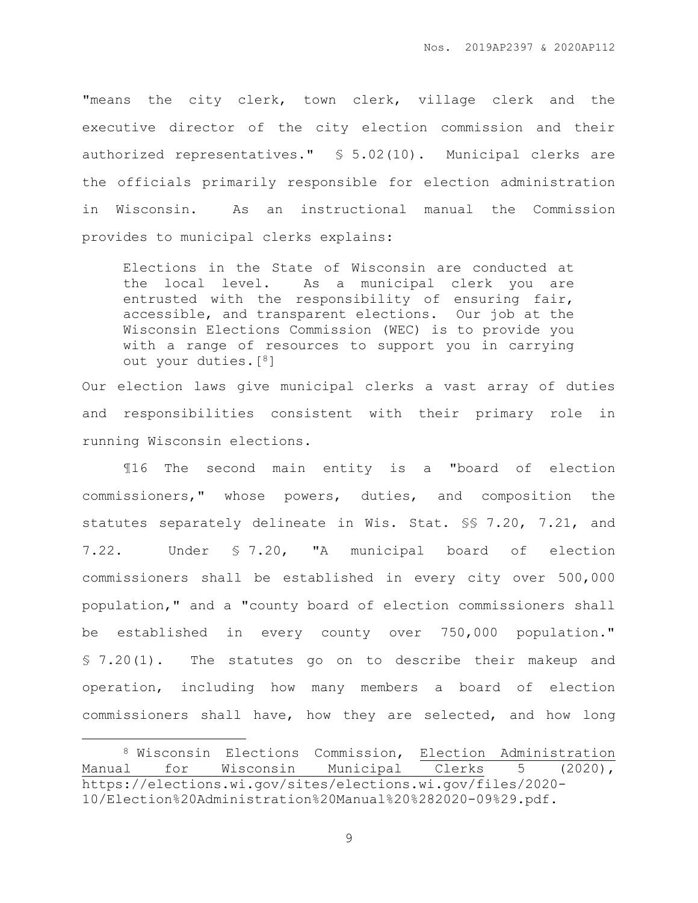"means the city clerk, town clerk, village clerk and the executive director of the city election commission and their authorized representatives." § 5.02(10). Municipal clerks are the officials primarily responsible for election administration in Wisconsin. As an instructional manual the Commission provides to municipal clerks explains:

> Elections in the State of Wisconsin are conducted at the local level. As a municipal clerk you are entrusted with the responsibility of ensuring fair, accessible, and transparent elections. Our job at the Wisconsin Elections Commission (WEC) is to provide you with a range of resources to support you in carrying out your duties.[8]

Our election laws give municipal clerks a vast array of duties and responsibilities consistent with their primary role in running Wisconsin elections.

¶16 The second main entity is a "board of election commissioners," whose powers, duties, and composition the statutes separately delineate in Wis. Stat. §§ 7.20, 7.21, and 7.22. Under § 7.20, "A municipal board of election commissioners shall be established in every city over 500,000 population," and a "county board of election commissioners shall be established in every county over 750,000 population." § 7.20(1). The statutes go on to describe their makeup and operation, including how many members a board of election commissioners shall have, how they are selected, and how long

---

[8] Wisconsin Elections Commission, Election Administration Manual for Wisconsin Municipal Clerks 5 (2020), https://elections.wi.gov/sites/elections.wi.gov/files/2020-10/Election%20Administration%20Manual%20%282020-09%29.pdf.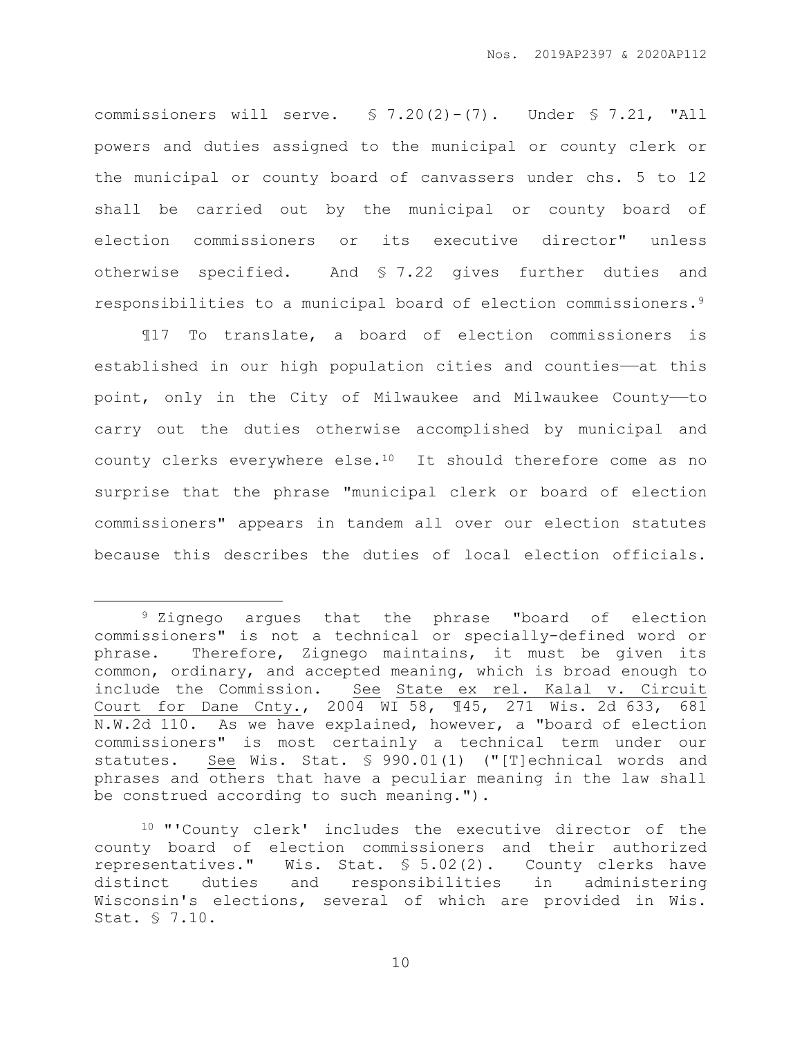commissioners will serve. § 7.20(2)-(7). Under § 7.21, "All powers and duties assigned to the municipal or county clerk or the municipal or county board of canvassers under chs. 5 to 12 shall be carried out by the municipal or county board of election commissioners or its executive director" unless otherwise specified. And § 7.22 gives further duties and responsibilities to a municipal board of election commissioners.[9]

¶17 To translate, a board of election commissioners is established in our high population cities and counties——at this point, only in the City of Milwaukee and Milwaukee County——to carry out the duties otherwise accomplished by municipal and county clerks everywhere else.[10] It should therefore come as no surprise that the phrase "municipal clerk or board of election commissioners" appears in tandem all over our election statutes because this describes the duties of local election officials.

---

[9] Zignego argues that the phrase "board of election commissioners" is not a technical or specially-defined word or phrase. Therefore, Zignego maintains, it must be given its common, ordinary, and accepted meaning, which is broad enough to include the Commission. See State ex rel. Kalal v. Circuit Court for Dane Cnty., 2004 WI 58, ¶45, 271 Wis. 2d 633, 681 N.W.2d 110. As we have explained, however, a "board of election commissioners" is most certainly a technical term under our statutes. See Wis. Stat. § 990.01(1) ("[T]echnical words and phrases and others that have a peculiar meaning in the law shall be construed according to such meaning.").

[10] "'County clerk' includes the executive director of the county board of election commissioners and their authorized representatives." Wis. Stat. § 5.02(2). County clerks have distinct duties and responsibilities in administering Wisconsin's elections, several of which are provided in Wis. Stat. § 7.10.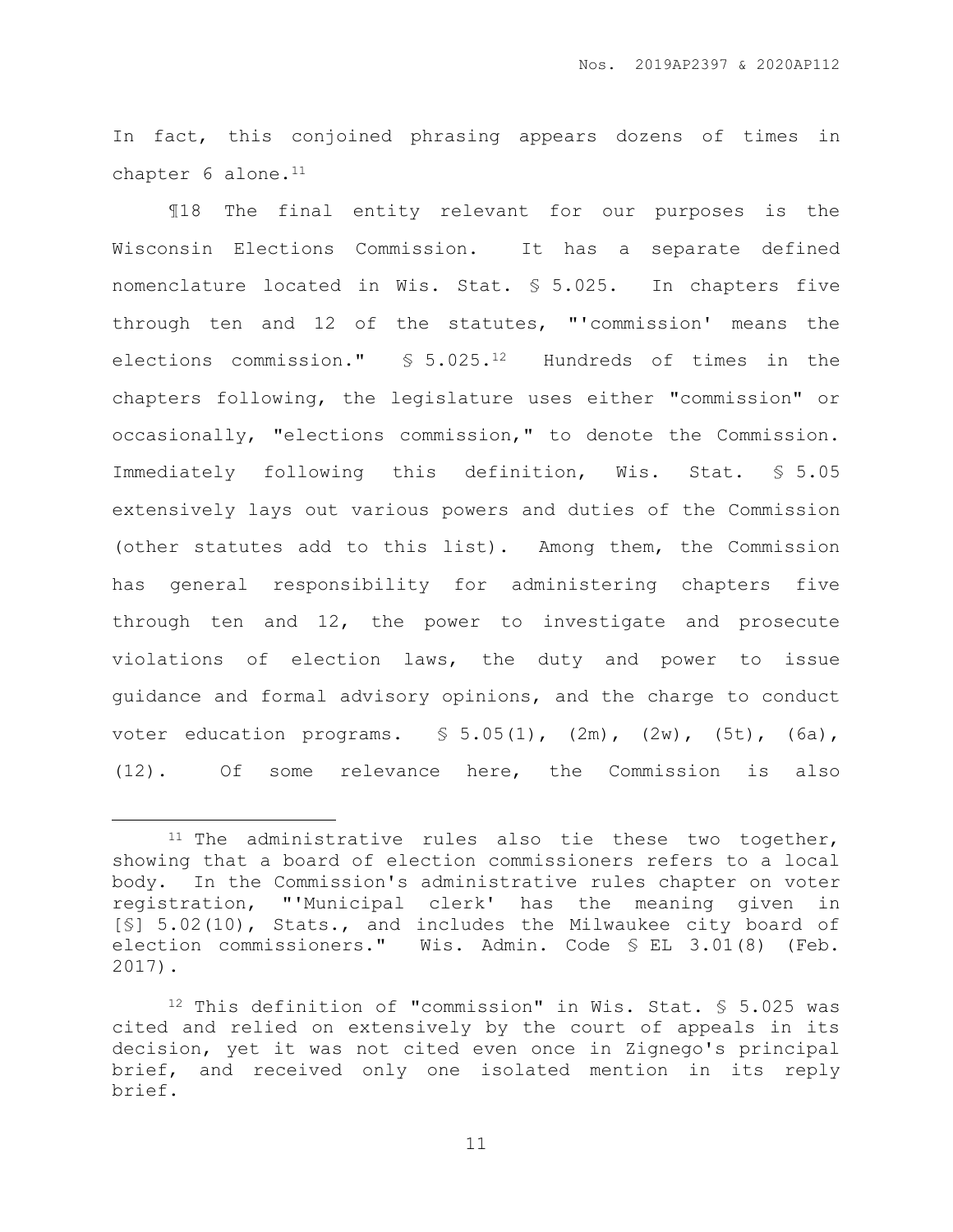In fact, this conjoined phrasing appears dozens of times in chapter 6 alone.[11]

¶18 The final entity relevant for our purposes is the Wisconsin Elections Commission. It has a separate defined nomenclature located in Wis. Stat. § 5.025. In chapters five through ten and 12 of the statutes, "'commission' means the elections commission." § 5.025.[12] Hundreds of times in the chapters following, the legislature uses either "commission" or occasionally, "elections commission," to denote the Commission. Immediately following this definition, Wis. Stat. § 5.05 extensively lays out various powers and duties of the Commission (other statutes add to this list). Among them, the Commission has general responsibility for administering chapters five through ten and 12, the power to investigate and prosecute violations of election laws, the duty and power to issue guidance and formal advisory opinions, and the charge to conduct voter education programs. § 5.05(1), (2m), (2w), (5t), (6a), (12). Of some relevance here, the Commission is also

---

[11] The administrative rules also tie these two together, showing that a board of election commissioners refers to a local body. In the Commission's administrative rules chapter on voter registration, "'Municipal clerk' has the meaning given in [§] 5.02(10), Stats., and includes the Milwaukee city board of election commissioners." Wis. Admin. Code § EL 3.01(8) (Feb. 2017).

[12] This definition of "commission" in Wis. Stat. § 5.025 was cited and relied on extensively by the court of appeals in its decision, yet it was not cited even once in Zignego's principal brief, and received only one isolated mention in its reply brief.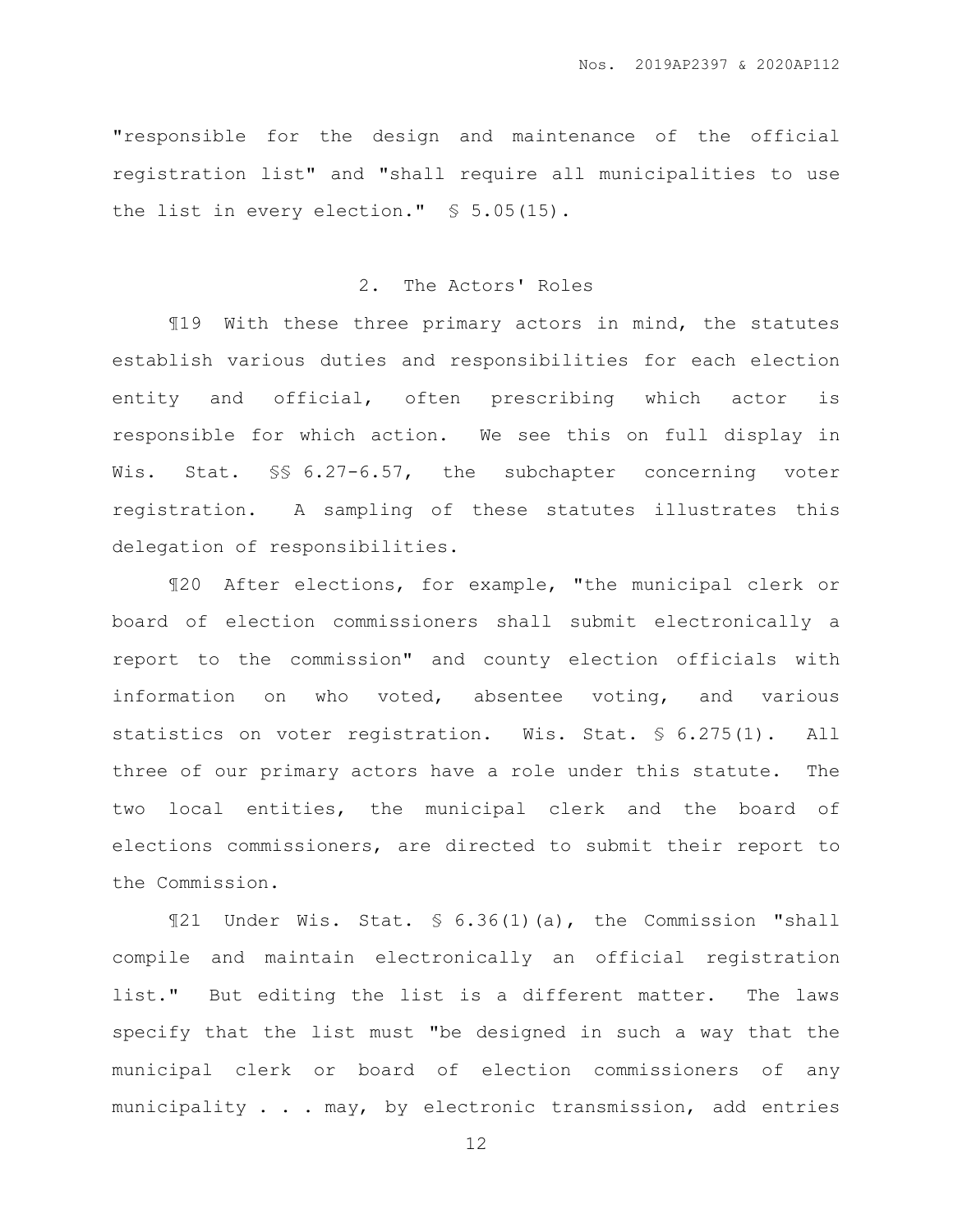"responsible for the design and maintenance of the official registration list" and "shall require all municipalities to use the list in every election." § 5.05(15).

### 2. The Actors' Roles

¶19 With these three primary actors in mind, the statutes establish various duties and responsibilities for each election entity and official, often prescribing which actor is responsible for which action. We see this on full display in Wis. Stat. §§ 6.27-6.57, the subchapter concerning voter registration. A sampling of these statutes illustrates this delegation of responsibilities.

¶20 After elections, for example, "the municipal clerk or board of election commissioners shall submit electronically a report to the commission" and county election officials with information on who voted, absentee voting, and various statistics on voter registration. Wis. Stat. § 6.275(1). All three of our primary actors have a role under this statute. The two local entities, the municipal clerk and the board of elections commissioners, are directed to submit their report to the Commission.

¶21 Under Wis. Stat. § 6.36(1)(a), the Commission "shall compile and maintain electronically an official registration list." But editing the list is a different matter. The laws specify that the list must "be designed in such a way that the municipal clerk or board of election commissioners of any municipality . . . may, by electronic transmission, add entries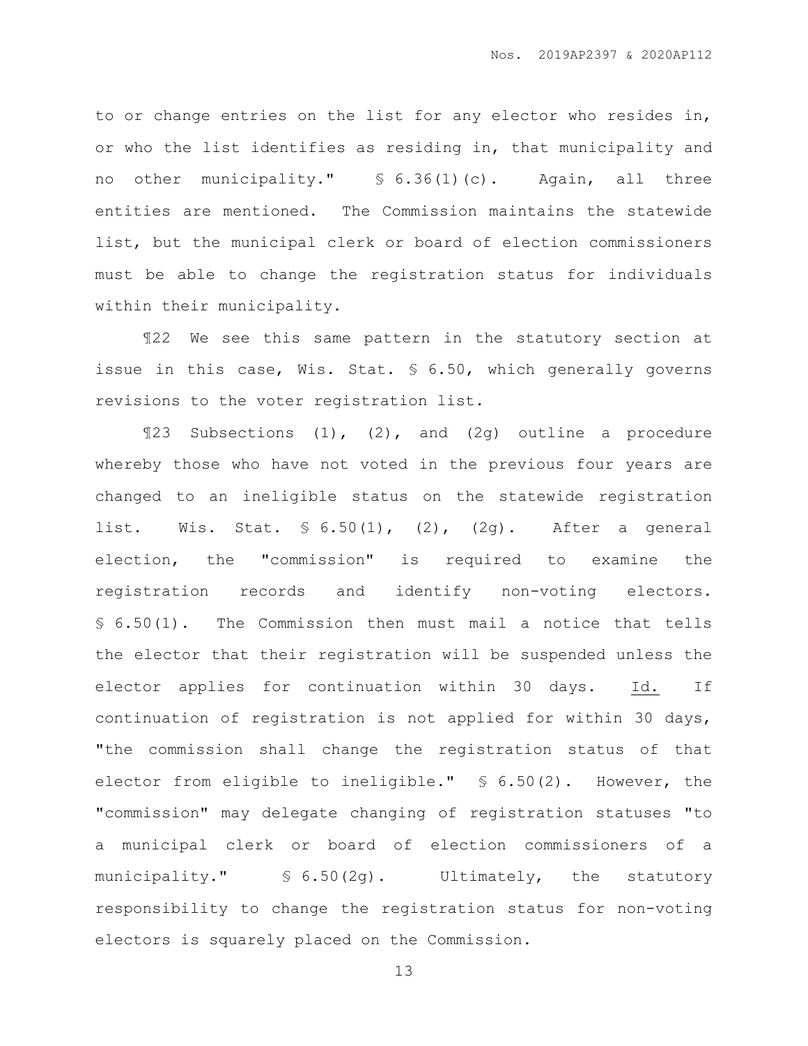to or change entries on the list for any elector who resides in, or who the list identifies as residing in, that municipality and no other municipality." § 6.36(1)(c). Again, all three entities are mentioned. The Commission maintains the statewide list, but the municipal clerk or board of election commissioners must be able to change the registration status for individuals within their municipality.

¶22 We see this same pattern in the statutory section at issue in this case, Wis. Stat. § 6.50, which generally governs revisions to the voter registration list.

¶23 Subsections (1), (2), and (2g) outline a procedure whereby those who have not voted in the previous four years are changed to an ineligible status on the statewide registration list. Wis. Stat. § 6.50(1), (2), (2g). After a general election, the "commission" is required to examine the registration records and identify non-voting electors. § 6.50(1). The Commission then must mail a notice that tells the elector that their registration will be suspended unless the elector applies for continuation within 30 days. Id. If continuation of registration is not applied for within 30 days, "the commission shall change the registration status of that elector from eligible to ineligible." § 6.50(2). However, the "commission" may delegate changing of registration statuses "to a municipal clerk or board of election commissioners of a municipality." § 6.50(2g). Ultimately, the statutory responsibility to change the registration status for non-voting electors is squarely placed on the Commission.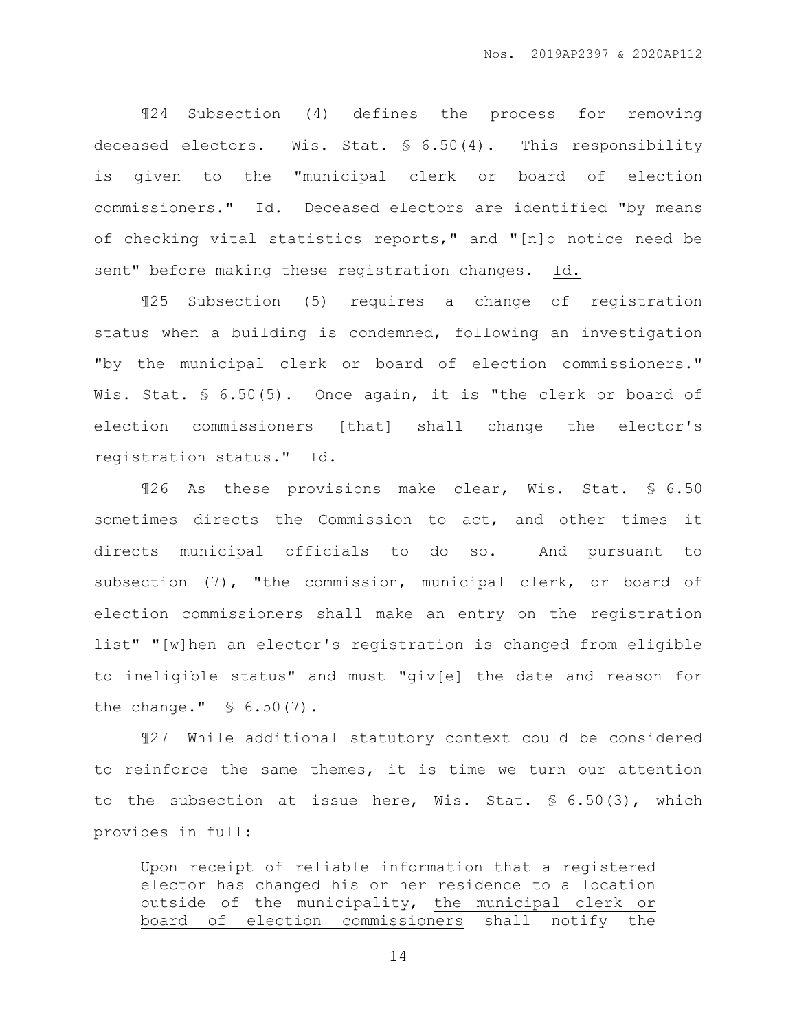¶24 Subsection (4) defines the process for removing deceased electors. Wis. Stat. § 6.50(4). This responsibility is given to the "municipal clerk or board of election commissioners." Id. Deceased electors are identified "by means of checking vital statistics reports," and "[n]o notice need be sent" before making these registration changes. Id.

¶25 Subsection (5) requires a change of registration status when a building is condemned, following an investigation "by the municipal clerk or board of election commissioners." Wis. Stat. § 6.50(5). Once again, it is "the clerk or board of election commissioners [that] shall change the elector's registration status." Id.

¶26 As these provisions make clear, Wis. Stat. § 6.50 sometimes directs the Commission to act, and other times it directs municipal officials to do so. And pursuant to subsection (7), "the commission, municipal clerk, or board of election commissioners shall make an entry on the registration list" "[w]hen an elector's registration is changed from eligible to ineligible status" and must "giv[e] the date and reason for the change." § 6.50(7).

¶27 While additional statutory context could be considered to reinforce the same themes, it is time we turn our attention to the subsection at issue here, Wis. Stat. § 6.50(3), which provides in full:

> Upon receipt of reliable information that a registered elector has changed his or her residence to a location outside of the municipality, <u>the municipal clerk or board of election commissioners</u> shall notify the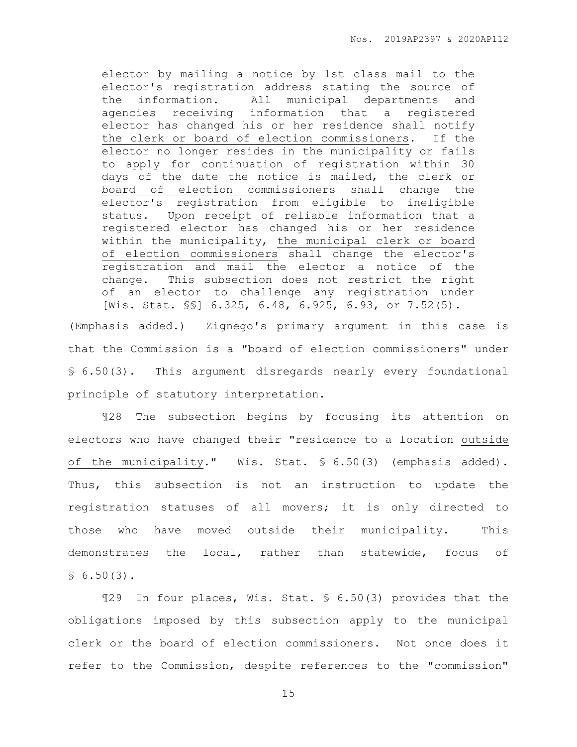> elector by mailing a notice by 1st class mail to the elector's registration address stating the source of the information. All municipal departments and agencies receiving information that a registered elector has changed his or her residence shall notify <u>the clerk or board of election commissioners</u>. If the elector no longer resides in the municipality or fails to apply for continuation of registration within 30 days of the date the notice is mailed, <u>the clerk or board of election commissioners</u> shall change the elector's registration from eligible to ineligible status. Upon receipt of reliable information that a registered elector has changed his or her residence within the municipality, <u>the municipal clerk or board of election commissioners</u> shall change the elector's registration and mail the elector a notice of the change. This subsection does not restrict the right of an elector to challenge any registration under [Wis. Stat. §§] 6.325, 6.48, 6.925, 6.93, or 7.52(5).

(Emphasis added.) Zignego's primary argument in this case is that the Commission is a "board of election commissioners" under § 6.50(3). This argument disregards nearly every foundational principle of statutory interpretation.

¶28 The subsection begins by focusing its attention on electors who have changed their "residence to a location <u>outside of the municipality</u>." Wis. Stat. § 6.50(3) (emphasis added). Thus, this subsection is not an instruction to update the registration statuses of all movers; it is only directed to those who have moved outside their municipality. This demonstrates the local, rather than statewide, focus of § 6.50(3).

¶29 In four places, Wis. Stat. § 6.50(3) provides that the obligations imposed by this subsection apply to the municipal clerk or the board of election commissioners. Not once does it refer to the Commission, despite references to the "commission"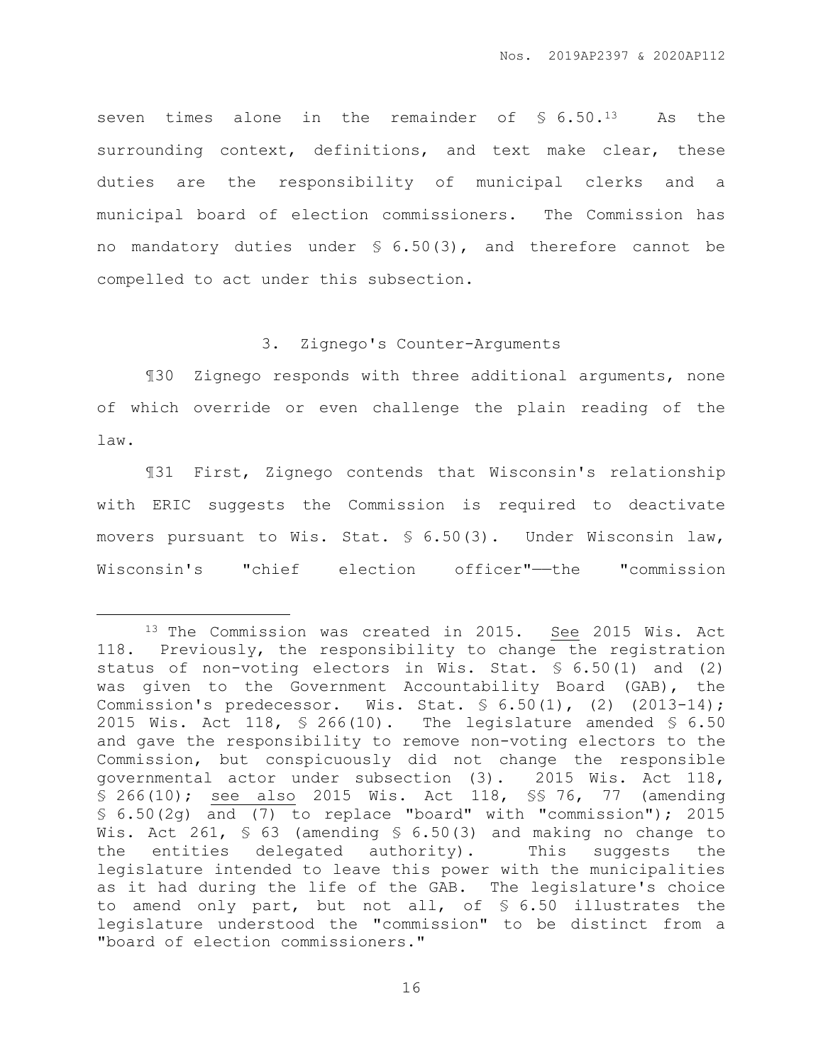seven times alone in the remainder of § 6.50.[13] As the surrounding context, definitions, and text make clear, these duties are the responsibility of municipal clerks and a municipal board of election commissioners. The Commission has no mandatory duties under § 6.50(3), and therefore cannot be compelled to act under this subsection.

### 3. Zignego's Counter-Arguments

¶30 Zignego responds with three additional arguments, none of which override or even challenge the plain reading of the law.

¶31 First, Zignego contends that Wisconsin's relationship with ERIC suggests the Commission is required to deactivate movers pursuant to Wis. Stat. § 6.50(3). Under Wisconsin law, Wisconsin's "chief election officer"——the "commission

---

[13] The Commission was created in 2015. See 2015 Wis. Act 118. Previously, the responsibility to change the registration status of non-voting electors in Wis. Stat. § 6.50(1) and (2) was given to the Government Accountability Board (GAB), the Commission's predecessor. Wis. Stat. § 6.50(1), (2) (2013-14); 2015 Wis. Act 118, § 266(10). The legislature amended § 6.50 and gave the responsibility to remove non-voting electors to the Commission, but conspicuously did not change the responsible governmental actor under subsection (3). 2015 Wis. Act 118, § 266(10); see also 2015 Wis. Act 118, §§ 76, 77 (amending § 6.50(2g) and (7) to replace "board" with "commission"); 2015 Wis. Act 261, § 63 (amending § 6.50(3) and making no change to the entities delegated authority). This suggests the legislature intended to leave this power with the municipalities as it had during the life of the GAB. The legislature's choice to amend only part, but not all, of § 6.50 illustrates the legislature understood the "commission" to be distinct from a "board of election commissioners."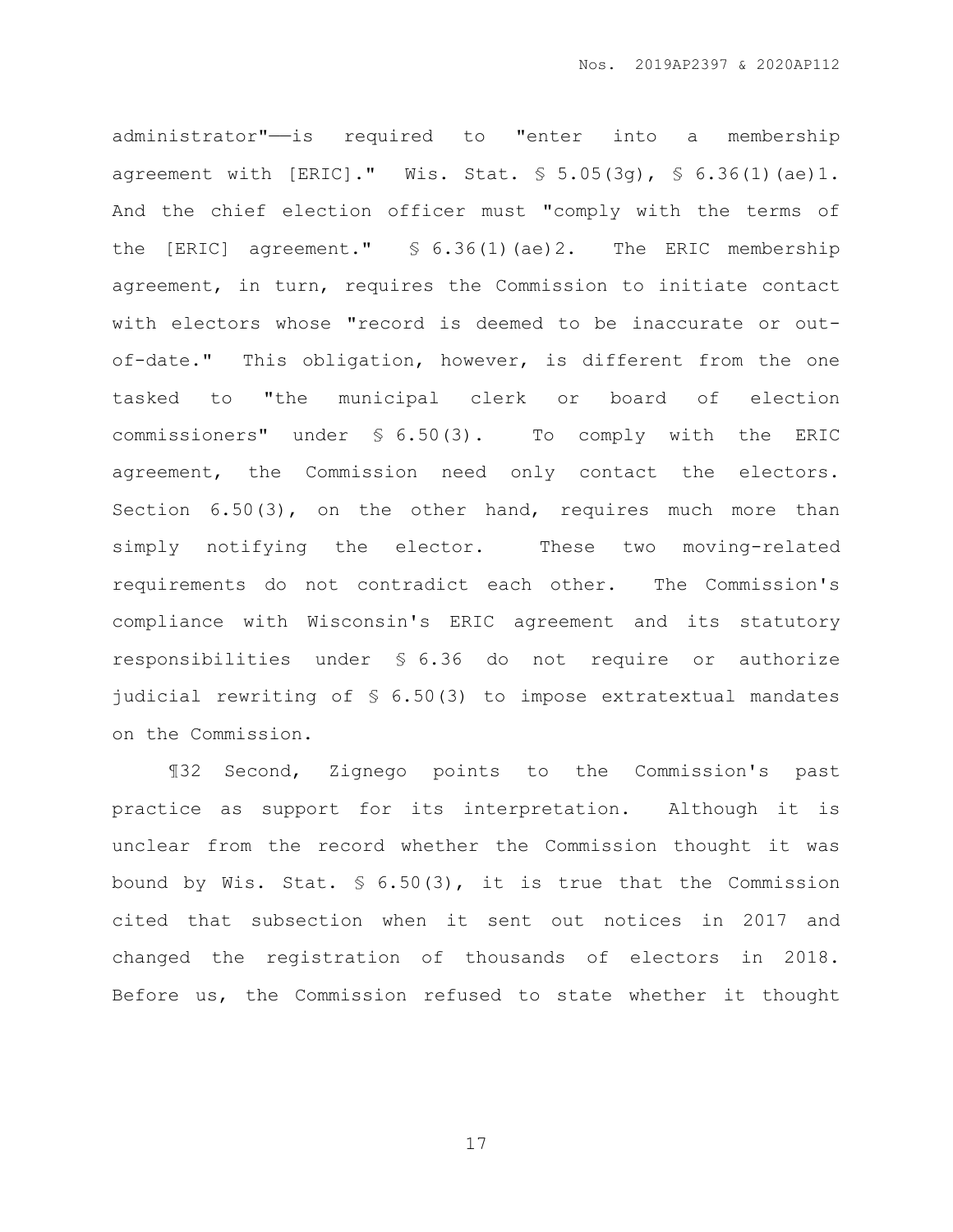administrator"——is required to "enter into a membership agreement with [ERIC]." Wis. Stat. § 5.05(3g), § 6.36(1)(ae)1. And the chief election officer must "comply with the terms of the [ERIC] agreement." § 6.36(1)(ae)2. The ERIC membership agreement, in turn, requires the Commission to initiate contact with electors whose "record is deemed to be inaccurate or out-of-date." This obligation, however, is different from the one tasked to "the municipal clerk or board of election commissioners" under § 6.50(3). To comply with the ERIC agreement, the Commission need only contact the electors. Section 6.50(3), on the other hand, requires much more than simply notifying the elector. These two moving-related requirements do not contradict each other. The Commission's compliance with Wisconsin's ERIC agreement and its statutory responsibilities under § 6.36 do not require or authorize judicial rewriting of § 6.50(3) to impose extratextual mandates on the Commission.

¶32 Second, Zignego points to the Commission's past practice as support for its interpretation. Although it is unclear from the record whether the Commission thought it was bound by Wis. Stat. § 6.50(3), it is true that the Commission cited that subsection when it sent out notices in 2017 and changed the registration of thousands of electors in 2018. Before us, the Commission refused to state whether it thought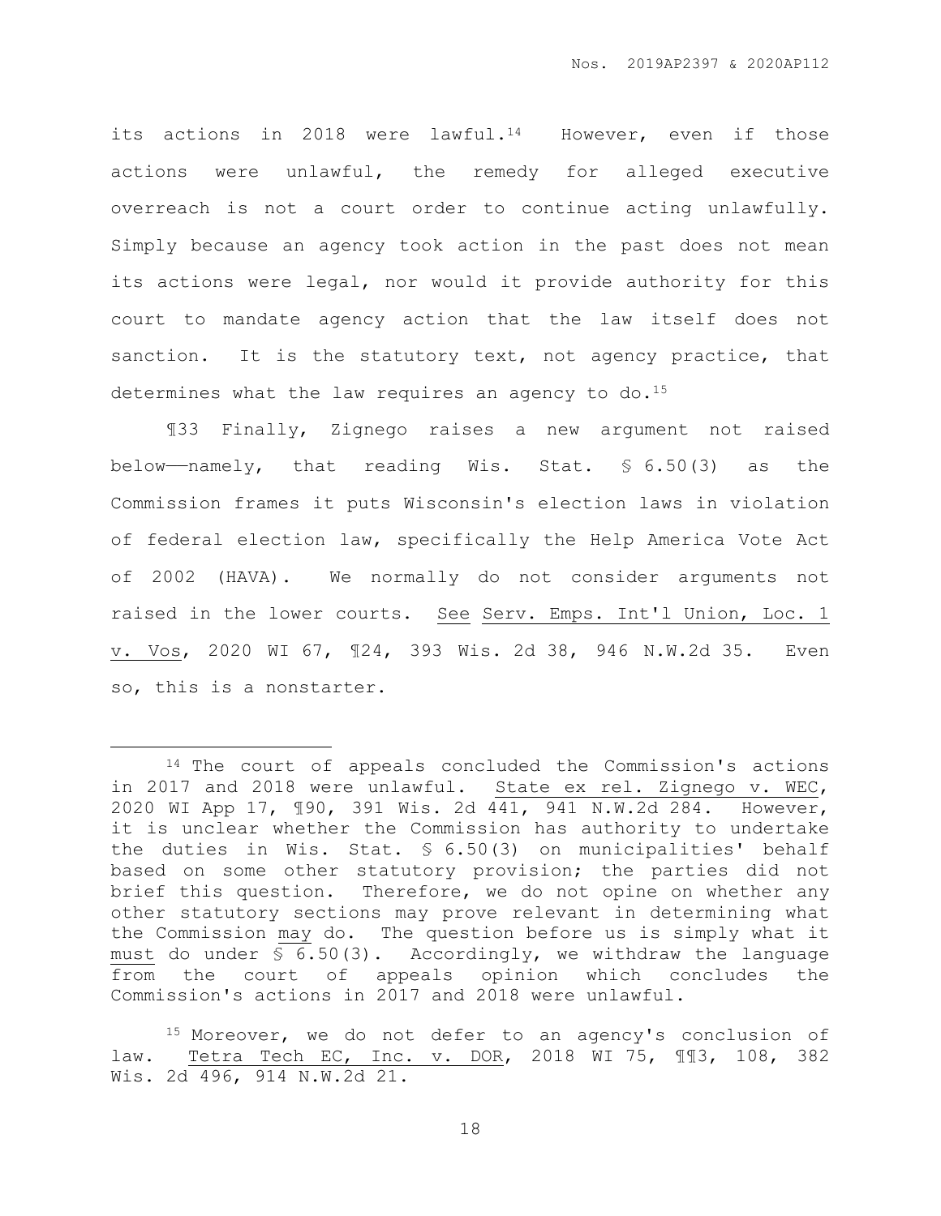its actions in 2018 were lawful.[14] However, even if those actions were unlawful, the remedy for alleged executive overreach is not a court order to continue acting unlawfully. Simply because an agency took action in the past does not mean its actions were legal, nor would it provide authority for this court to mandate agency action that the law itself does not sanction. It is the statutory text, not agency practice, that determines what the law requires an agency to do.[15]

¶33 Finally, Zignego raises a new argument not raised below——namely, that reading Wis. Stat. § 6.50(3) as the Commission frames it puts Wisconsin's election laws in violation of federal election law, specifically the Help America Vote Act of 2002 (HAVA). We normally do not consider arguments not raised in the lower courts. See Serv. Emps. Int'l Union, Loc. 1 v. Vos, 2020 WI 67, ¶24, 393 Wis. 2d 38, 946 N.W.2d 35. Even so, this is a nonstarter.

---

[14] The court of appeals concluded the Commission's actions in 2017 and 2018 were unlawful. State ex rel. Zignego v. WEC, 2020 WI App 17, ¶90, 391 Wis. 2d 441, 941 N.W.2d 284. However, it is unclear whether the Commission has authority to undertake the duties in Wis. Stat. § 6.50(3) on municipalities' behalf based on some other statutory provision; the parties did not brief this question. Therefore, we do not opine on whether any other statutory sections may prove relevant in determining what the Commission may do. The question before us is simply what it must do under § 6.50(3). Accordingly, we withdraw the language from the court of appeals opinion which concludes the Commission's actions in 2017 and 2018 were unlawful.

[15] Moreover, we do not defer to an agency's conclusion of law. Tetra Tech EC, Inc. v. DOR, 2018 WI 75, ¶¶3, 108, 382 Wis. 2d 496, 914 N.W.2d 21.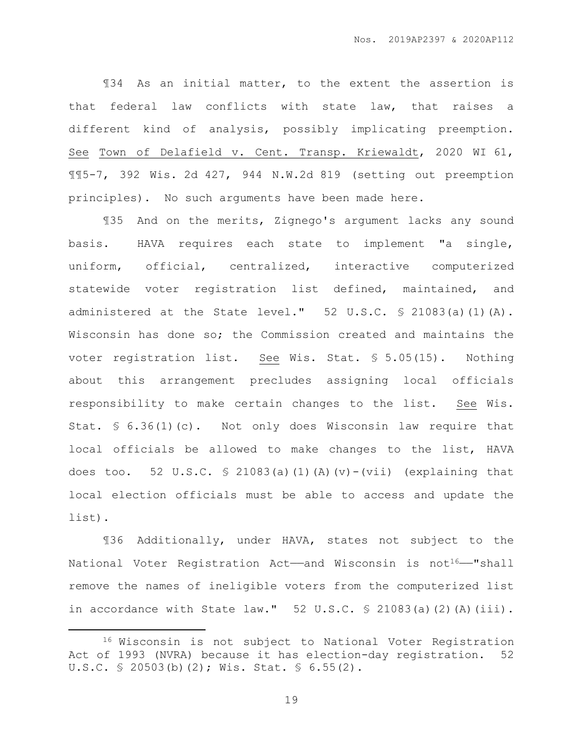¶34 As an initial matter, to the extent the assertion is that federal law conflicts with state law, that raises a different kind of analysis, possibly implicating preemption. See Town of Delafield v. Cent. Transp. Kriewaldt, 2020 WI 61, ¶¶5-7, 392 Wis. 2d 427, 944 N.W.2d 819 (setting out preemption principles). No such arguments have been made here.

¶35 And on the merits, Zignego's argument lacks any sound basis. HAVA requires each state to implement "a single, uniform, official, centralized, interactive computerized statewide voter registration list defined, maintained, and administered at the State level." 52 U.S.C. § 21083(a)(1)(A). Wisconsin has done so; the Commission created and maintains the voter registration list. See Wis. Stat. § 5.05(15). Nothing about this arrangement precludes assigning local officials responsibility to make certain changes to the list. See Wis. Stat. § 6.36(1)(c). Not only does Wisconsin law require that local officials be allowed to make changes to the list, HAVA does too. 52 U.S.C. § 21083(a)(1)(A)(v)-(vii) (explaining that local election officials must be able to access and update the list).

¶36 Additionally, under HAVA, states not subject to the National Voter Registration Act——and Wisconsin is not[16]——"shall remove the names of ineligible voters from the computerized list in accordance with State law." 52 U.S.C. § 21083(a)(2)(A)(iii).

---

[16] Wisconsin is not subject to National Voter Registration Act of 1993 (NVRA) because it has election-day registration. 52 U.S.C. § 20503(b)(2); Wis. Stat. § 6.55(2).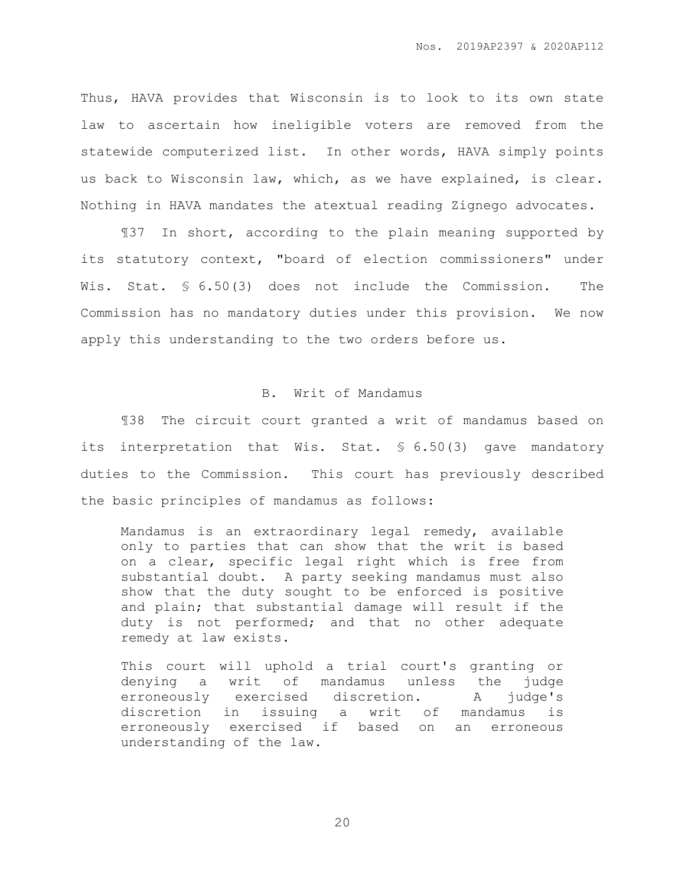Thus, HAVA provides that Wisconsin is to look to its own state law to ascertain how ineligible voters are removed from the statewide computerized list. In other words, HAVA simply points us back to Wisconsin law, which, as we have explained, is clear. Nothing in HAVA mandates the atextual reading Zignego advocates.

¶37 In short, according to the plain meaning supported by its statutory context, "board of election commissioners" under Wis. Stat. § 6.50(3) does not include the Commission. The Commission has no mandatory duties under this provision. We now apply this understanding to the two orders before us.

## B. Writ of Mandamus

¶38 The circuit court granted a writ of mandamus based on its interpretation that Wis. Stat. § 6.50(3) gave mandatory duties to the Commission. This court has previously described the basic principles of mandamus as follows:

> Mandamus is an extraordinary legal remedy, available only to parties that can show that the writ is based on a clear, specific legal right which is free from substantial doubt. A party seeking mandamus must also show that the duty sought to be enforced is positive and plain; that substantial damage will result if the duty is not performed; and that no other adequate remedy at law exists.
>
> This court will uphold a trial court's granting or denying a writ of mandamus unless the judge erroneously exercised discretion. A judge's discretion in issuing a writ of mandamus is erroneously exercised if based on an erroneous understanding of the law.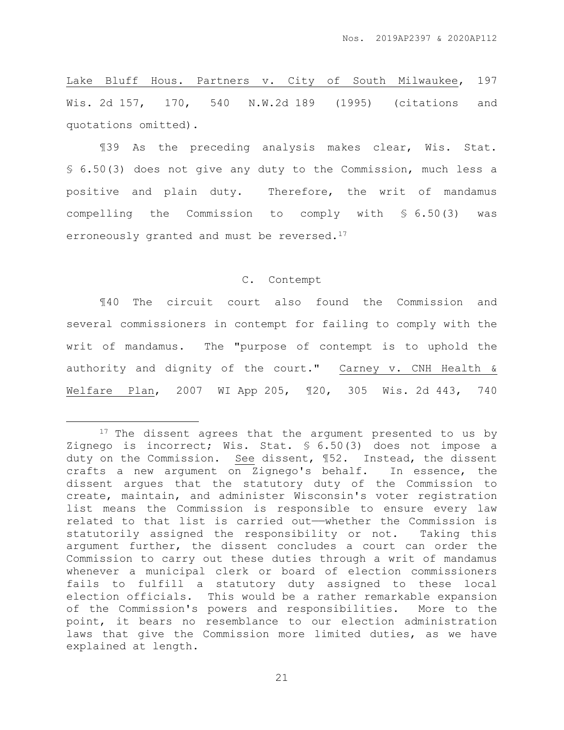Lake Bluff Hous. Partners v. City of South Milwaukee, 197 Wis. 2d 157, 170, 540 N.W.2d 189 (1995) (citations and quotations omitted).

¶39 As the preceding analysis makes clear, Wis. Stat. § 6.50(3) does not give any duty to the Commission, much less a positive and plain duty. Therefore, the writ of mandamus compelling the Commission to comply with § 6.50(3) was erroneously granted and must be reversed.[17]

### C. Contempt

¶40 The circuit court also found the Commission and several commissioners in contempt for failing to comply with the writ of mandamus. The "purpose of contempt is to uphold the authority and dignity of the court." Carney v. CNH Health & Welfare Plan, 2007 WI App 205, ¶20, 305 Wis. 2d 443, 740

---

[17] The dissent agrees that the argument presented to us by Zignego is incorrect; Wis. Stat. § 6.50(3) does not impose a duty on the Commission. See dissent, ¶52. Instead, the dissent crafts a new argument on Zignego's behalf. In essence, the dissent argues that the statutory duty of the Commission to create, maintain, and administer Wisconsin's voter registration list means the Commission is responsible to ensure every law related to that list is carried out——whether the Commission is statutorily assigned the responsibility or not. Taking this argument further, the dissent concludes a court can order the Commission to carry out these duties through a writ of mandamus whenever a municipal clerk or board of election commissioners fails to fulfill a statutory duty assigned to these local election officials. This would be a rather remarkable expansion of the Commission's powers and responsibilities. More to the point, it bears no resemblance to our election administration laws that give the Commission more limited duties, as we have explained at length.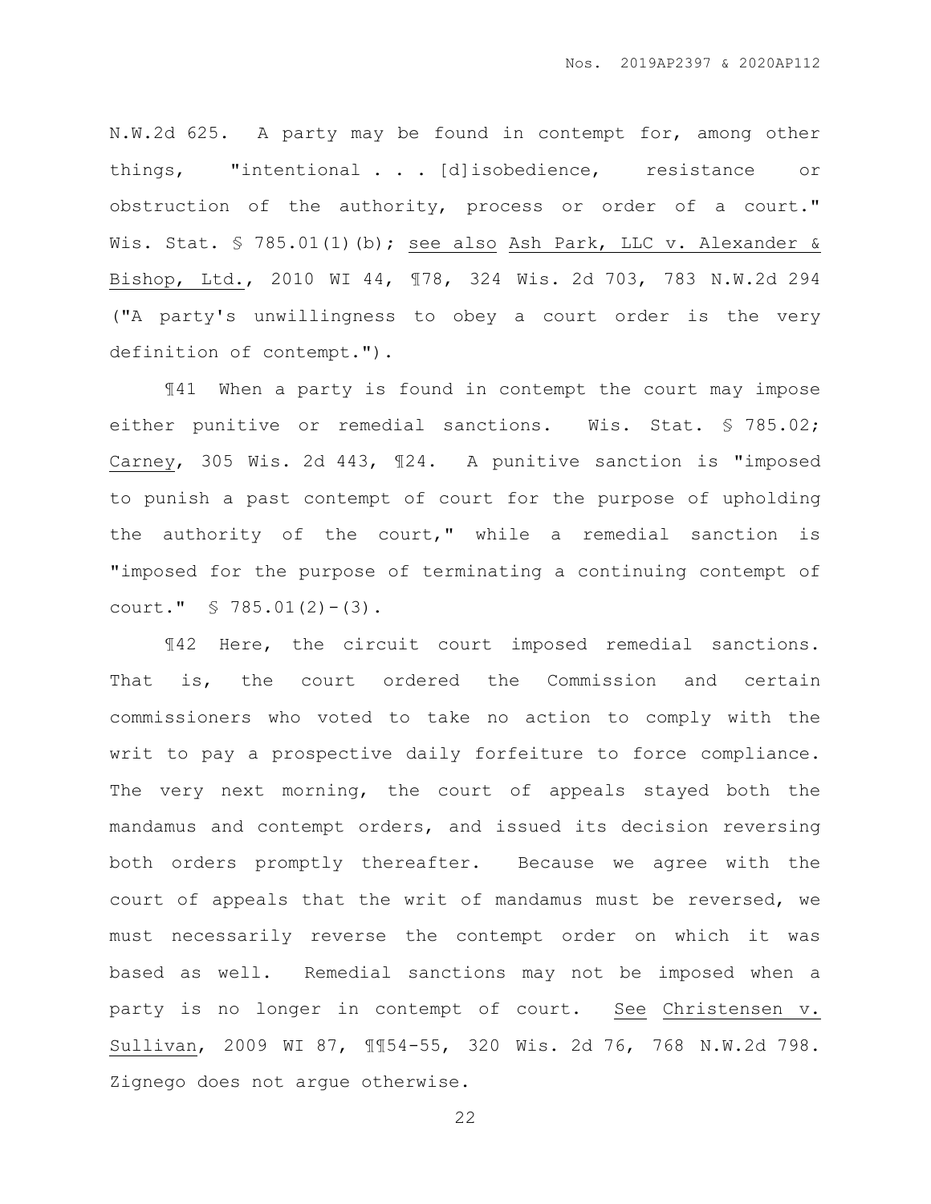N.W.2d 625. A party may be found in contempt for, among other things, "intentional . . . [d]isobedience, resistance or obstruction of the authority, process or order of a court." Wis. Stat. § 785.01(1)(b); see also Ash Park, LLC v. Alexander & Bishop, Ltd., 2010 WI 44, ¶78, 324 Wis. 2d 703, 783 N.W.2d 294 ("A party's unwillingness to obey a court order is the very definition of contempt.").

¶41 When a party is found in contempt the court may impose either punitive or remedial sanctions. Wis. Stat. § 785.02; Carney, 305 Wis. 2d 443, ¶24. A punitive sanction is "imposed to punish a past contempt of court for the purpose of upholding the authority of the court," while a remedial sanction is "imposed for the purpose of terminating a continuing contempt of court." § 785.01(2)-(3).

¶42 Here, the circuit court imposed remedial sanctions. That is, the court ordered the Commission and certain commissioners who voted to take no action to comply with the writ to pay a prospective daily forfeiture to force compliance. The very next morning, the court of appeals stayed both the mandamus and contempt orders, and issued its decision reversing both orders promptly thereafter. Because we agree with the court of appeals that the writ of mandamus must be reversed, we must necessarily reverse the contempt order on which it was based as well. Remedial sanctions may not be imposed when a party is no longer in contempt of court. See Christensen v. Sullivan, 2009 WI 87, ¶¶54-55, 320 Wis. 2d 76, 768 N.W.2d 798. Zignego does not argue otherwise.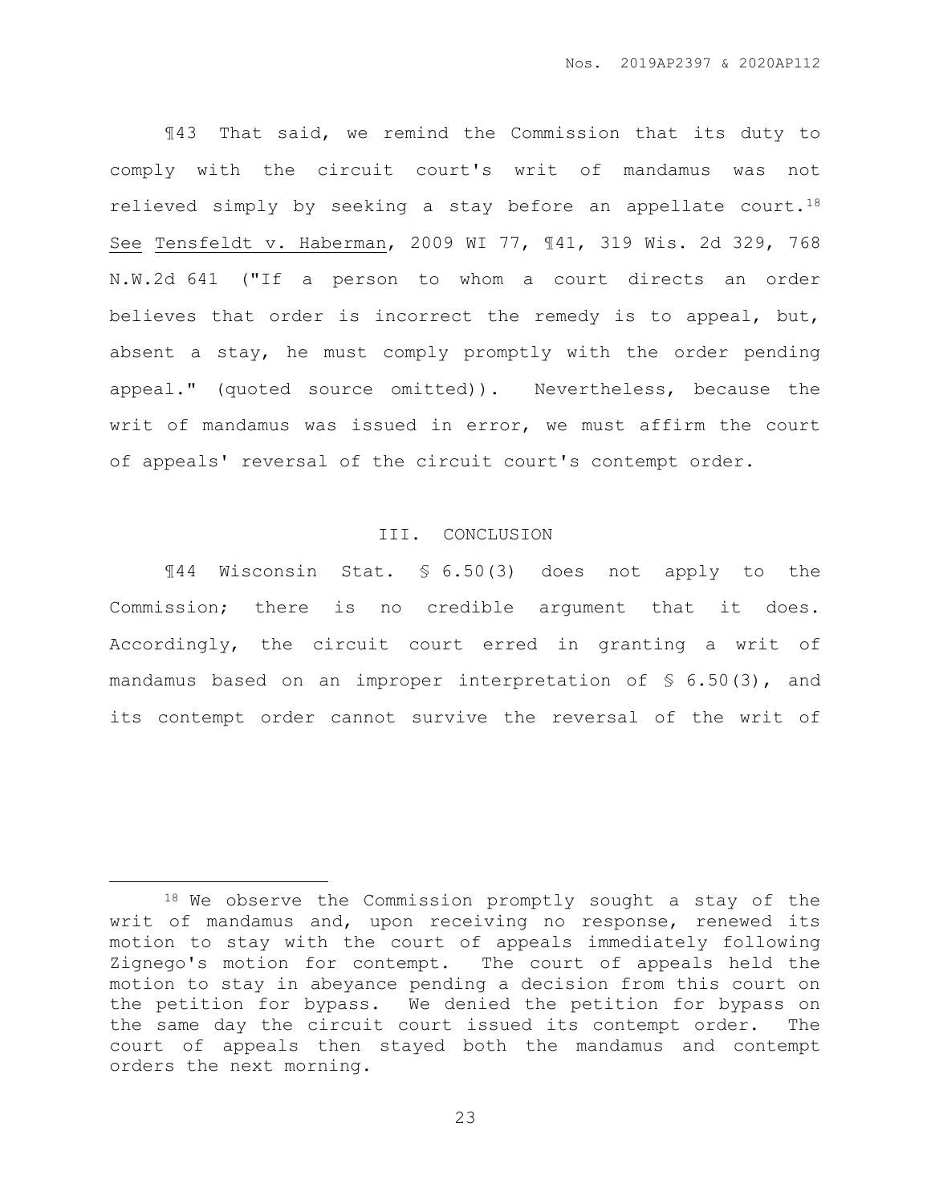¶43 That said, we remind the Commission that its duty to comply with the circuit court's writ of mandamus was not relieved simply by seeking a stay before an appellate court.[18] See Tensfeldt v. Haberman, 2009 WI 77, ¶41, 319 Wis. 2d 329, 768 N.W.2d 641 ("If a person to whom a court directs an order believes that order is incorrect the remedy is to appeal, but, absent a stay, he must comply promptly with the order pending appeal." (quoted source omitted)). Nevertheless, because the writ of mandamus was issued in error, we must affirm the court of appeals' reversal of the circuit court's contempt order.

## III. CONCLUSION

¶44 Wisconsin Stat. § 6.50(3) does not apply to the Commission; there is no credible argument that it does. Accordingly, the circuit court erred in granting a writ of mandamus based on an improper interpretation of § 6.50(3), and its contempt order cannot survive the reversal of the writ of

---

[18] We observe the Commission promptly sought a stay of the writ of mandamus and, upon receiving no response, renewed its motion to stay with the court of appeals immediately following Zignego's motion for contempt. The court of appeals held the motion to stay in abeyance pending a decision from this court on the petition for bypass. We denied the petition for bypass on the same day the circuit court issued its contempt order. The court of appeals then stayed both the mandamus and contempt orders the next morning.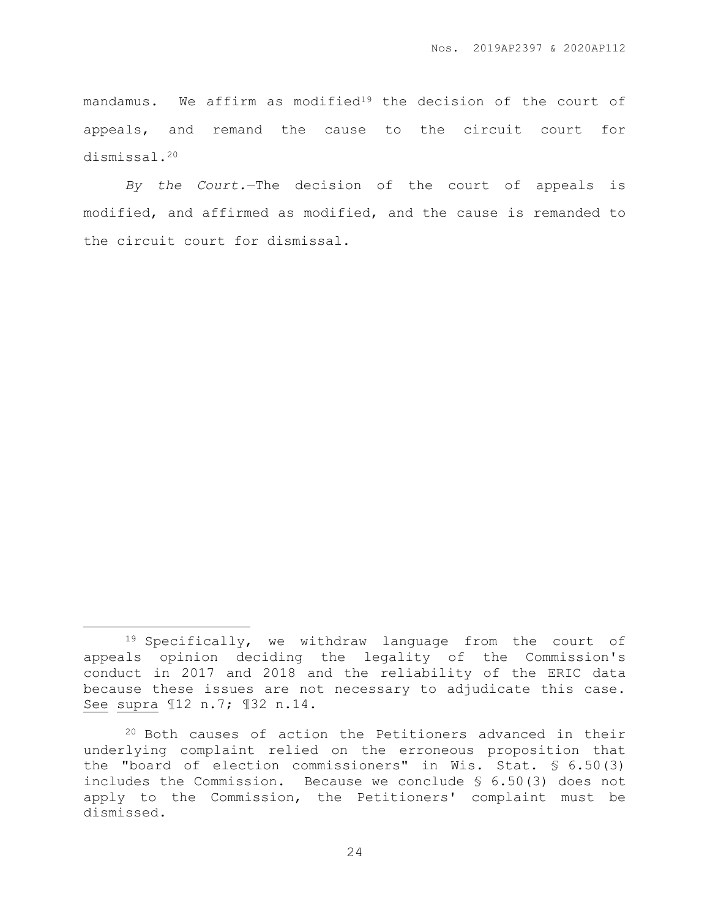mandamus. We affirm as modified[19] the decision of the court of appeals, and remand the cause to the circuit court for dismissal.[20]

*By the Court.*—The decision of the court of appeals is modified, and affirmed as modified, and the cause is remanded to the circuit court for dismissal.

---

[19] Specifically, we withdraw language from the court of appeals opinion deciding the legality of the Commission's conduct in 2017 and 2018 and the reliability of the ERIC data because these issues are not necessary to adjudicate this case. See supra ¶12 n.7; ¶32 n.14.

[20] Both causes of action the Petitioners advanced in their underlying complaint relied on the erroneous proposition that the "board of election commissioners" in Wis. Stat. § 6.50(3) includes the Commission. Because we conclude § 6.50(3) does not apply to the Commission, the Petitioners' complaint must be dismissed.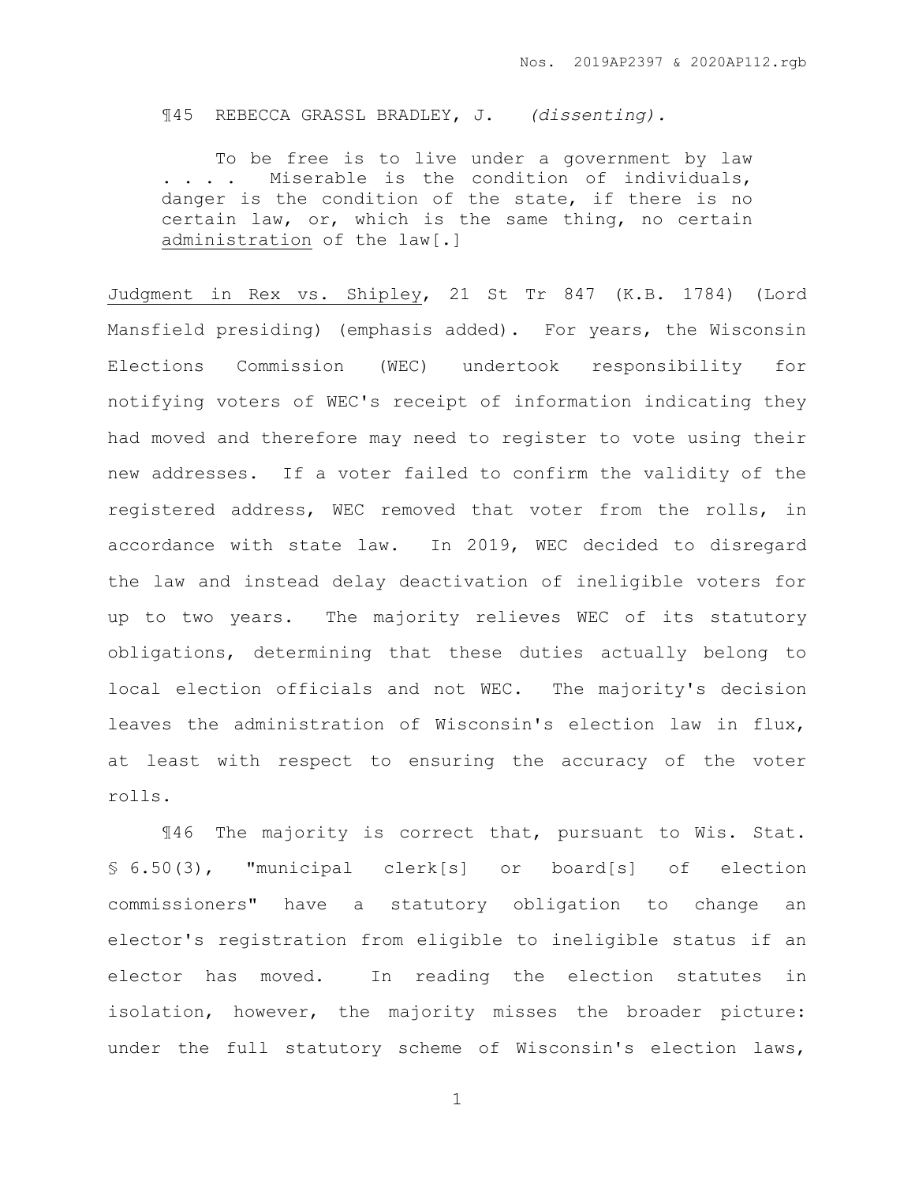¶45 REBECCA GRASSL BRADLEY, J. *(dissenting).*

> To be free is to live under a government by law . . . . Miserable is the condition of individuals, danger is the condition of the state, if there is no certain law, or, which is the same thing, no certain administration of the law[.]

Judgment in Rex vs. Shipley, 21 St Tr 847 (K.B. 1784) (Lord Mansfield presiding) (emphasis added). For years, the Wisconsin Elections Commission (WEC) undertook responsibility for notifying voters of WEC's receipt of information indicating they had moved and therefore may need to register to vote using their new addresses. If a voter failed to confirm the validity of the registered address, WEC removed that voter from the rolls, in accordance with state law. In 2019, WEC decided to disregard the law and instead delay deactivation of ineligible voters for up to two years. The majority relieves WEC of its statutory obligations, determining that these duties actually belong to local election officials and not WEC. The majority's decision leaves the administration of Wisconsin's election law in flux, at least with respect to ensuring the accuracy of the voter rolls.

¶46 The majority is correct that, pursuant to Wis. Stat. § 6.50(3), "municipal clerk[s] or board[s] of election commissioners" have a statutory obligation to change an elector's registration from eligible to ineligible status if an elector has moved. In reading the election statutes in isolation, however, the majority misses the broader picture: under the full statutory scheme of Wisconsin's election laws,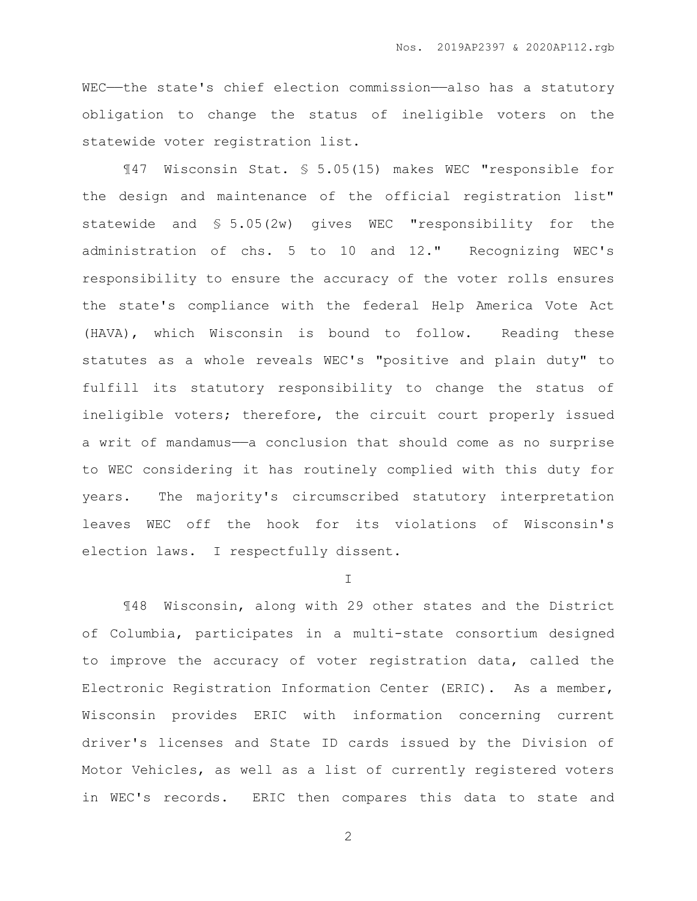WEC——the state's chief election commission——also has a statutory obligation to change the status of ineligible voters on the statewide voter registration list.

¶47 Wisconsin Stat. § 5.05(15) makes WEC "responsible for the design and maintenance of the official registration list" statewide and § 5.05(2w) gives WEC "responsibility for the administration of chs. 5 to 10 and 12." Recognizing WEC's responsibility to ensure the accuracy of the voter rolls ensures the state's compliance with the federal Help America Vote Act (HAVA), which Wisconsin is bound to follow. Reading these statutes as a whole reveals WEC's "positive and plain duty" to fulfill its statutory responsibility to change the status of ineligible voters; therefore, the circuit court properly issued a writ of mandamus——a conclusion that should come as no surprise to WEC considering it has routinely complied with this duty for years. The majority's circumscribed statutory interpretation leaves WEC off the hook for its violations of Wisconsin's election laws. I respectfully dissent.

I

¶48 Wisconsin, along with 29 other states and the District of Columbia, participates in a multi-state consortium designed to improve the accuracy of voter registration data, called the Electronic Registration Information Center (ERIC). As a member, Wisconsin provides ERIC with information concerning current driver's licenses and State ID cards issued by the Division of Motor Vehicles, as well as a list of currently registered voters in WEC's records. ERIC then compares this data to state and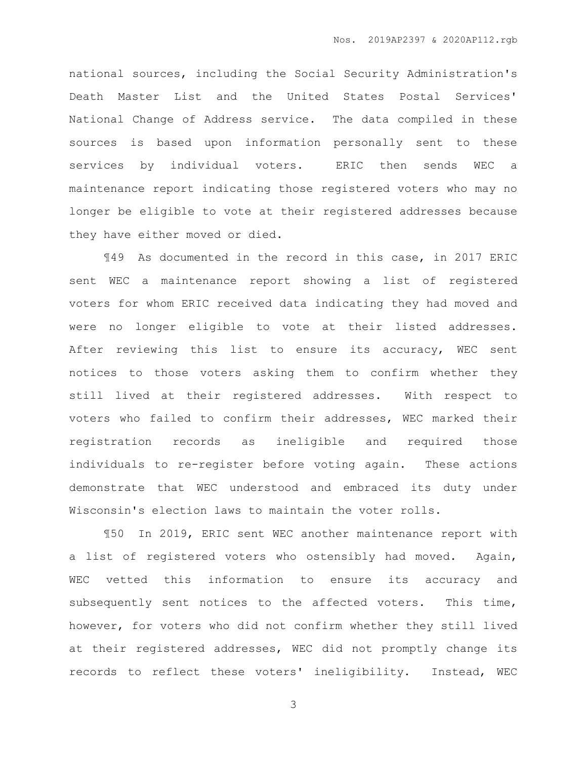national sources, including the Social Security Administration's Death Master List and the United States Postal Services' National Change of Address service. The data compiled in these sources is based upon information personally sent to these services by individual voters. ERIC then sends WEC a maintenance report indicating those registered voters who may no longer be eligible to vote at their registered addresses because they have either moved or died.

¶49 As documented in the record in this case, in 2017 ERIC sent WEC a maintenance report showing a list of registered voters for whom ERIC received data indicating they had moved and were no longer eligible to vote at their listed addresses. After reviewing this list to ensure its accuracy, WEC sent notices to those voters asking them to confirm whether they still lived at their registered addresses. With respect to voters who failed to confirm their addresses, WEC marked their registration records as ineligible and required those individuals to re-register before voting again. These actions demonstrate that WEC understood and embraced its duty under Wisconsin's election laws to maintain the voter rolls.

¶50 In 2019, ERIC sent WEC another maintenance report with a list of registered voters who ostensibly had moved. Again, WEC vetted this information to ensure its accuracy and subsequently sent notices to the affected voters. This time, however, for voters who did not confirm whether they still lived at their registered addresses, WEC did not promptly change its records to reflect these voters' ineligibility. Instead, WEC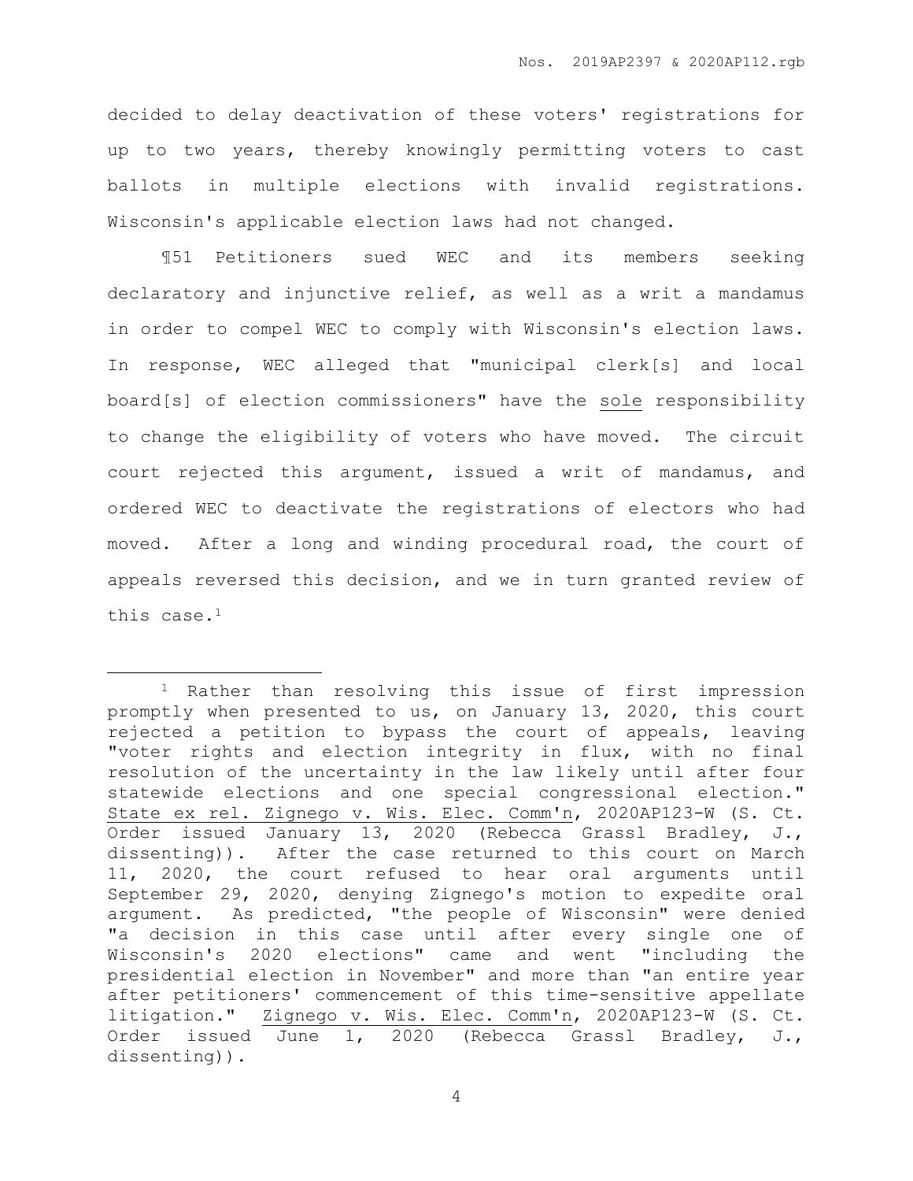decided to delay deactivation of these voters' registrations for up to two years, thereby knowingly permitting voters to cast ballots in multiple elections with invalid registrations. Wisconsin's applicable election laws had not changed.

¶51 Petitioners sued WEC and its members seeking declaratory and injunctive relief, as well as a writ a mandamus in order to compel WEC to comply with Wisconsin's election laws. In response, WEC alleged that "municipal clerk[s] and local board[s] of election commissioners" have the <u>sole</u> responsibility to change the eligibility of voters who have moved. The circuit court rejected this argument, issued a writ of mandamus, and ordered WEC to deactivate the registrations of electors who had moved. After a long and winding procedural road, the court of appeals reversed this decision, and we in turn granted review of this case.[1]

---

[1] Rather than resolving this issue of first impression promptly when presented to us, on January 13, 2020, this court rejected a petition to bypass the court of appeals, leaving "voter rights and election integrity in flux, with no final resolution of the uncertainty in the law likely until after four statewide elections and one special congressional election." <u>State ex rel. Zignego v. Wis. Elec. Comm'n</u>, 2020AP123-W (S. Ct. Order issued January 13, 2020 (Rebecca Grassl Bradley, J., dissenting)). After the case returned to this court on March 11, 2020, the court refused to hear oral arguments until September 29, 2020, denying Zignego's motion to expedite oral argument. As predicted, "the people of Wisconsin" were denied "a decision in this case until after every single one of Wisconsin's 2020 elections" came and went "including the presidential election in November" and more than "an entire year after petitioners' commencement of this time-sensitive appellate litigation." <u>Zignego v. Wis. Elec. Comm'n</u>, 2020AP123-W (S. Ct. Order issued June 1, 2020 (Rebecca Grassl Bradley, J., dissenting)).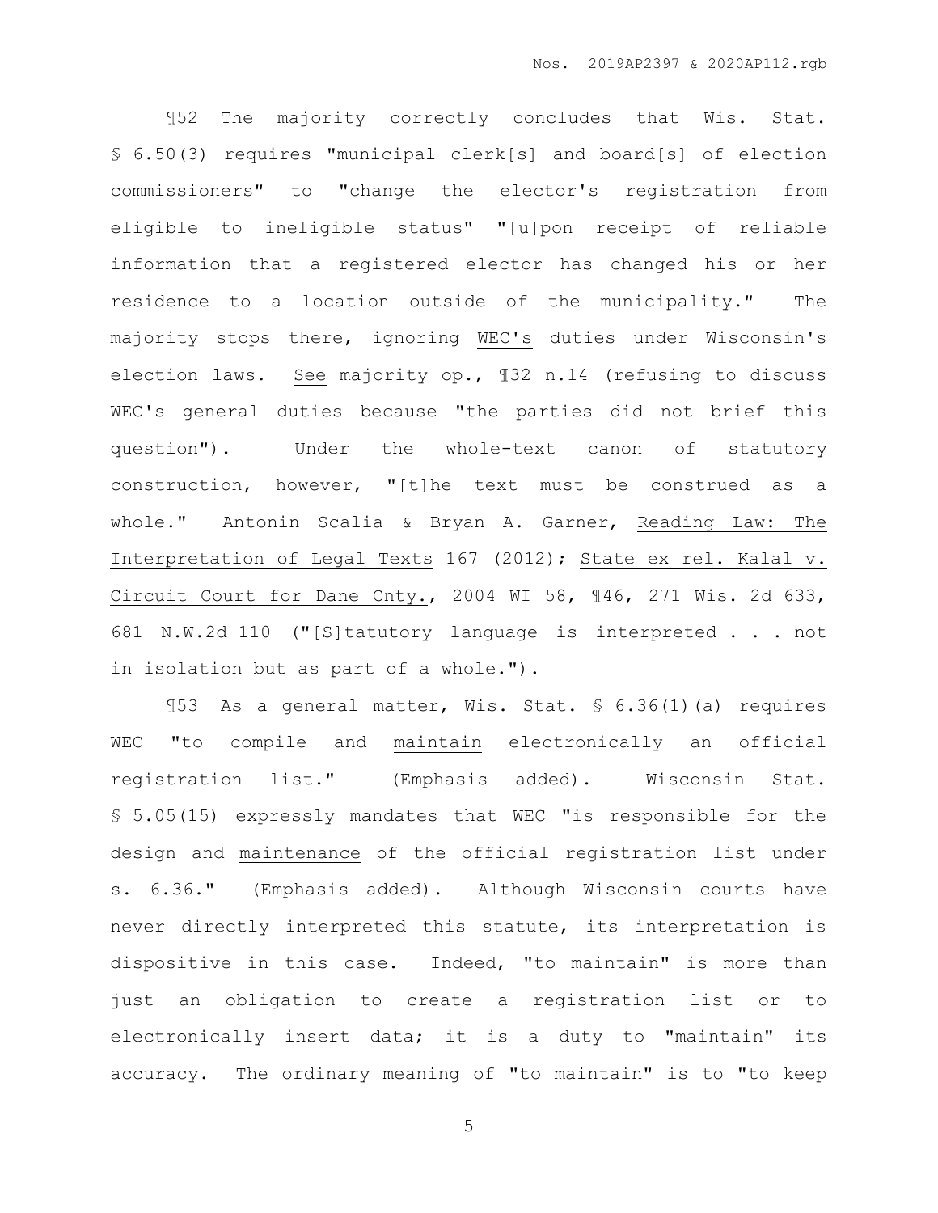¶52 The majority correctly concludes that Wis. Stat. § 6.50(3) requires "municipal clerk[s] and board[s] of election commissioners" to "change the elector's registration from eligible to ineligible status" "[u]pon receipt of reliable information that a registered elector has changed his or her residence to a location outside of the municipality." The majority stops there, ignoring <u>WEC's</u> duties under Wisconsin's election laws. <u>See</u> majority op., ¶32 n.14 (refusing to discuss WEC's general duties because "the parties did not brief this question"). Under the whole-text canon of statutory construction, however, "[t]he text must be construed as a whole." Antonin Scalia & Bryan A. Garner, <u>Reading Law: The Interpretation of Legal Texts</u> 167 (2012); <u>State ex rel. Kalal v. Circuit Court for Dane Cnty.</u>, 2004 WI 58, ¶46, 271 Wis. 2d 633, 681 N.W.2d 110 ("[S]tatutory language is interpreted . . . not in isolation but as part of a whole.").

¶53 As a general matter, Wis. Stat. § 6.36(1)(a) requires WEC "to compile and <u>maintain</u> electronically an official registration list." (Emphasis added). Wisconsin Stat. § 5.05(15) expressly mandates that WEC "is responsible for the design and <u>maintenance</u> of the official registration list under s. 6.36." (Emphasis added). Although Wisconsin courts have never directly interpreted this statute, its interpretation is dispositive in this case. Indeed, "to maintain" is more than just an obligation to create a registration list or to electronically insert data; it is a duty to "maintain" its accuracy. The ordinary meaning of "to maintain" is to "to keep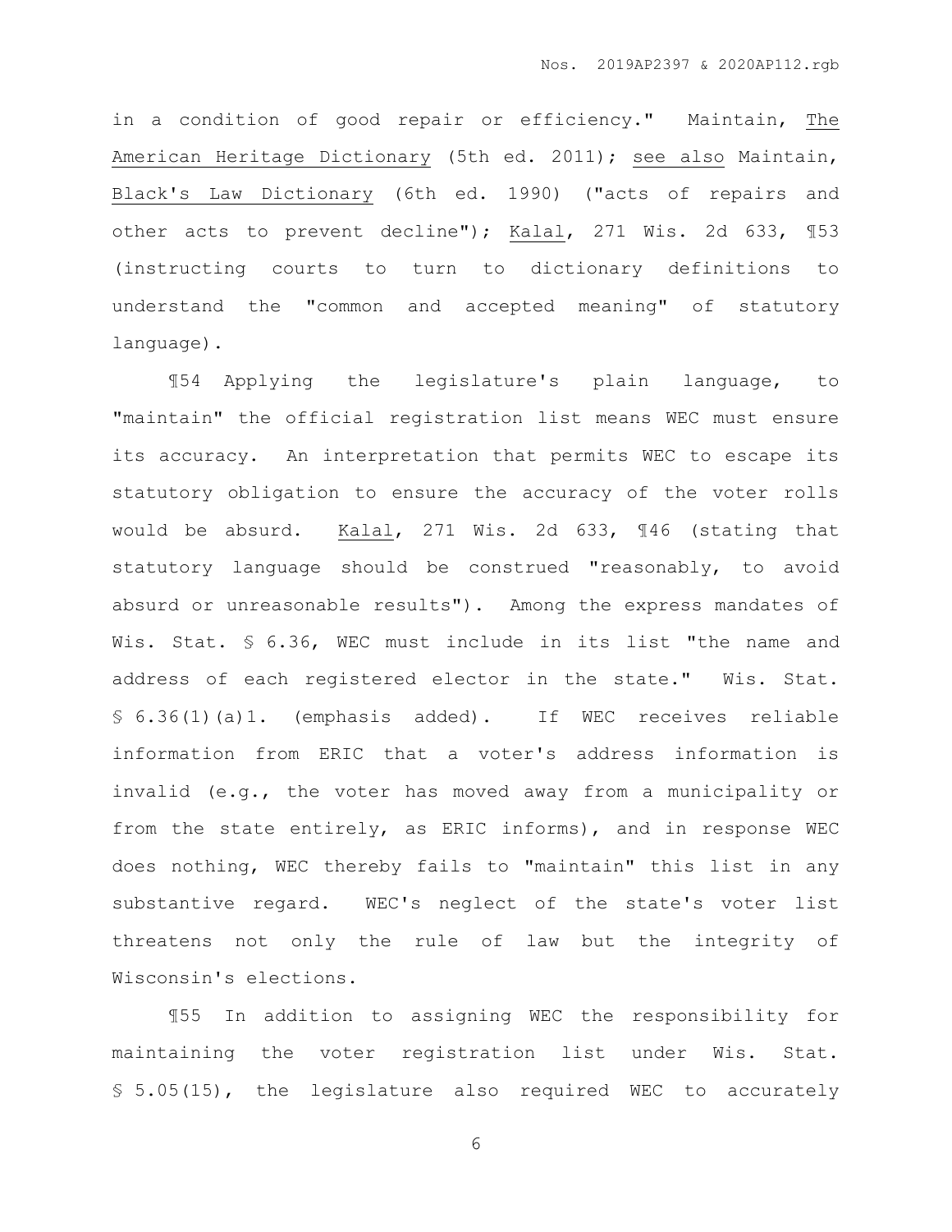in a condition of good repair or efficiency." Maintain, The American Heritage Dictionary (5th ed. 2011); see also Maintain, Black's Law Dictionary (6th ed. 1990) ("acts of repairs and other acts to prevent decline"); Kalal, 271 Wis. 2d 633, ¶53 (instructing courts to turn to dictionary definitions to understand the "common and accepted meaning" of statutory language).

¶54 Applying the legislature's plain language, to "maintain" the official registration list means WEC must ensure its accuracy. An interpretation that permits WEC to escape its statutory obligation to ensure the accuracy of the voter rolls would be absurd. Kalal, 271 Wis. 2d 633, ¶46 (stating that statutory language should be construed "reasonably, to avoid absurd or unreasonable results"). Among the express mandates of Wis. Stat. § 6.36, WEC must include in its list "the name and address of each registered elector in the state." Wis. Stat. § 6.36(1)(a)1. (emphasis added). If WEC receives reliable information from ERIC that a voter's address information is invalid (e.g., the voter has moved away from a municipality or from the state entirely, as ERIC informs), and in response WEC does nothing, WEC thereby fails to "maintain" this list in any substantive regard. WEC's neglect of the state's voter list threatens not only the rule of law but the integrity of Wisconsin's elections.

¶55 In addition to assigning WEC the responsibility for maintaining the voter registration list under Wis. Stat. § 5.05(15), the legislature also required WEC to accurately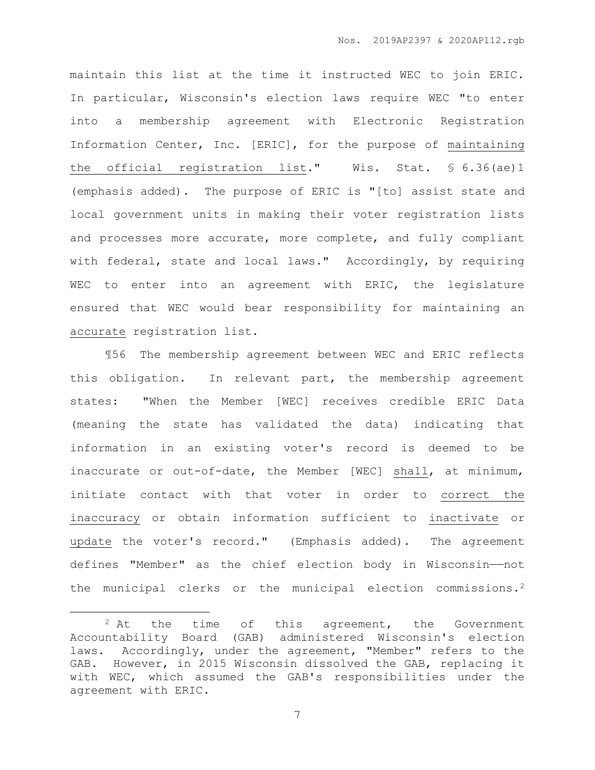maintain this list at the time it instructed WEC to join ERIC. In particular, Wisconsin's election laws require WEC "to enter into a membership agreement with Electronic Registration Information Center, Inc. [ERIC], for the purpose of <u>maintaining the official registration list</u>." Wis. Stat. § 6.36(ae)1 (emphasis added). The purpose of ERIC is "[to] assist state and local government units in making their voter registration lists and processes more accurate, more complete, and fully compliant with federal, state and local laws." Accordingly, by requiring WEC to enter into an agreement with ERIC, the legislature ensured that WEC would bear responsibility for maintaining an <u>accurate</u> registration list.

¶56 The membership agreement between WEC and ERIC reflects this obligation. In relevant part, the membership agreement states: "When the Member [WEC] receives credible ERIC Data (meaning the state has validated the data) indicating that information in an existing voter's record is deemed to be inaccurate or out-of-date, the Member [WEC] <u>shall</u>, at minimum, initiate contact with that voter in order to <u>correct the inaccuracy</u> or obtain information sufficient to <u>inactivate</u> or <u>update</u> the voter's record." (Emphasis added). The agreement defines "Member" as the chief election body in Wisconsin——not the municipal clerks or the municipal election commissions.[2]

[2] At the time of this agreement, the Government Accountability Board (GAB) administered Wisconsin's election laws. Accordingly, under the agreement, "Member" refers to the GAB. However, in 2015 Wisconsin dissolved the GAB, replacing it with WEC, which assumed the GAB's responsibilities under the agreement with ERIC.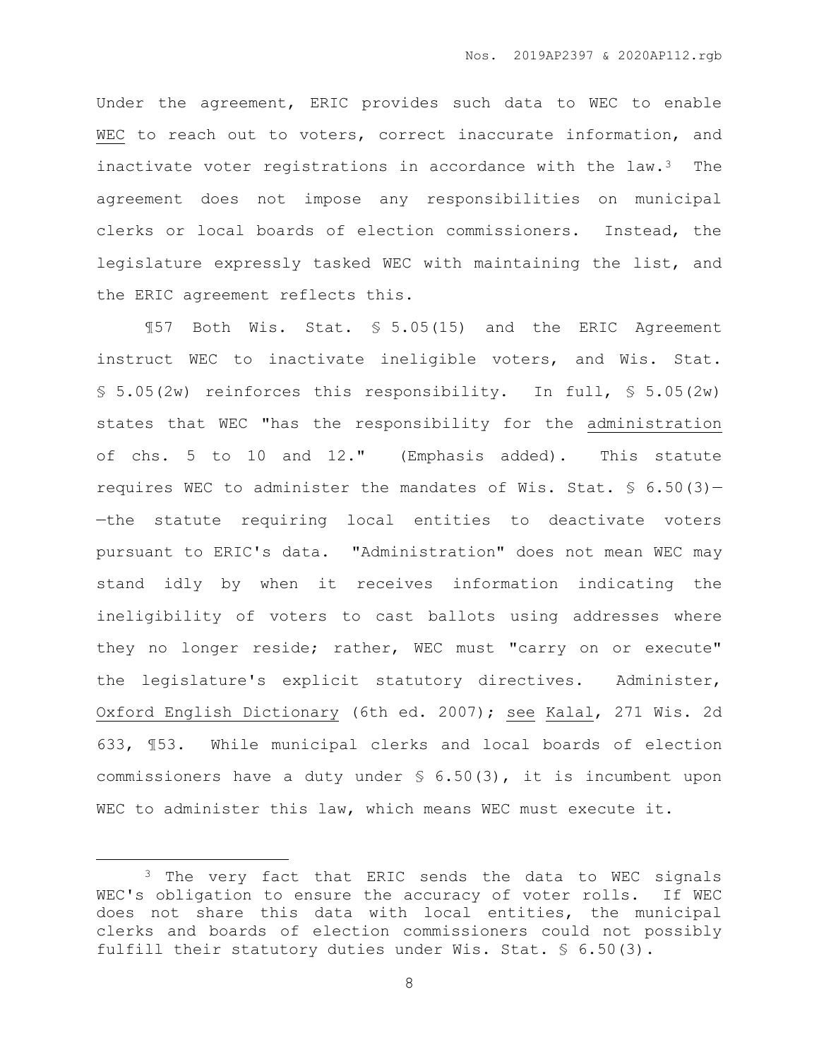Under the agreement, ERIC provides such data to WEC to enable _WEC_ to reach out to voters, correct inaccurate information, and inactivate voter registrations in accordance with the law.[3] The agreement does not impose any responsibilities on municipal clerks or local boards of election commissioners. Instead, the legislature expressly tasked WEC with maintaining the list, and the ERIC agreement reflects this.

¶57 Both Wis. Stat. § 5.05(15) and the ERIC Agreement instruct WEC to inactivate ineligible voters, and Wis. Stat. § 5.05(2w) reinforces this responsibility. In full, § 5.05(2w) states that WEC "has the responsibility for the _administration_ of chs. 5 to 10 and 12." (Emphasis added). This statute requires WEC to administer the mandates of Wis. Stat. § 6.50(3)——the statute requiring local entities to deactivate voters pursuant to ERIC's data. "Administration" does not mean WEC may stand idly by when it receives information indicating the ineligibility of voters to cast ballots using addresses where they no longer reside; rather, WEC must "carry on or execute" the legislature's explicit statutory directives. Administer, _Oxford English Dictionary_ (6th ed. 2007); _see_ _Kalal_, 271 Wis. 2d 633, ¶53. While municipal clerks and local boards of election commissioners have a duty under § 6.50(3), it is incumbent upon WEC to administer this law, which means WEC must execute it.

---

[3] The very fact that ERIC sends the data to WEC signals WEC's obligation to ensure the accuracy of voter rolls. If WEC does not share this data with local entities, the municipal clerks and boards of election commissioners could not possibly fulfill their statutory duties under Wis. Stat. § 6.50(3).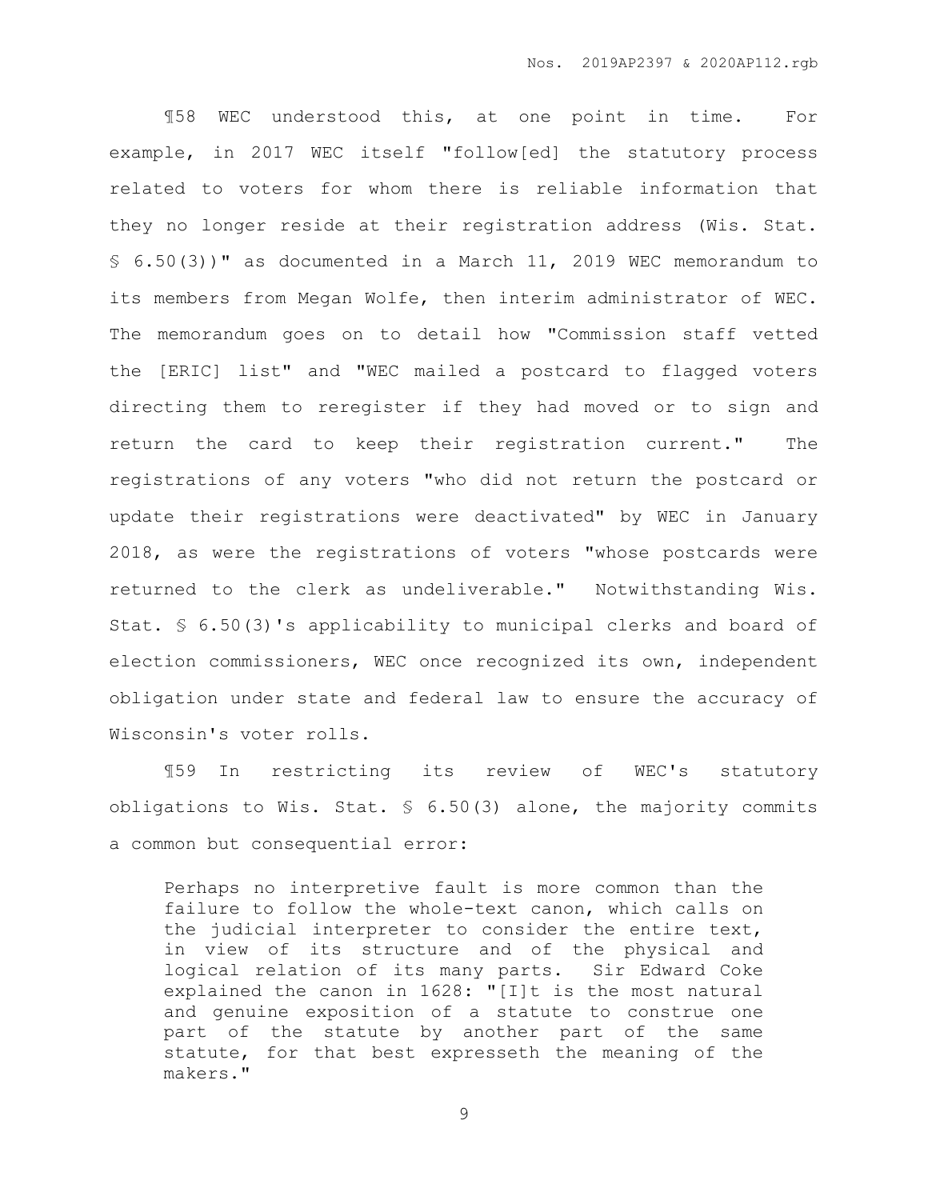¶58 WEC understood this, at one point in time. For example, in 2017 WEC itself "follow[ed] the statutory process related to voters for whom there is reliable information that they no longer reside at their registration address (Wis. Stat. § 6.50(3))" as documented in a March 11, 2019 WEC memorandum to its members from Megan Wolfe, then interim administrator of WEC. The memorandum goes on to detail how "Commission staff vetted the [ERIC] list" and "WEC mailed a postcard to flagged voters directing them to reregister if they had moved or to sign and return the card to keep their registration current." The registrations of any voters "who did not return the postcard or update their registrations were deactivated" by WEC in January 2018, as were the registrations of voters "whose postcards were returned to the clerk as undeliverable." Notwithstanding Wis. Stat. § 6.50(3)'s applicability to municipal clerks and board of election commissioners, WEC once recognized its own, independent obligation under state and federal law to ensure the accuracy of Wisconsin's voter rolls.

¶59 In restricting its review of WEC's statutory obligations to Wis. Stat. § 6.50(3) alone, the majority commits a common but consequential error:

> Perhaps no interpretive fault is more common than the failure to follow the whole-text canon, which calls on the judicial interpreter to consider the entire text, in view of its structure and of the physical and logical relation of its many parts. Sir Edward Coke explained the canon in 1628: "[I]t is the most natural and genuine exposition of a statute to construe one part of the statute by another part of the same statute, for that best expresseth the meaning of the makers."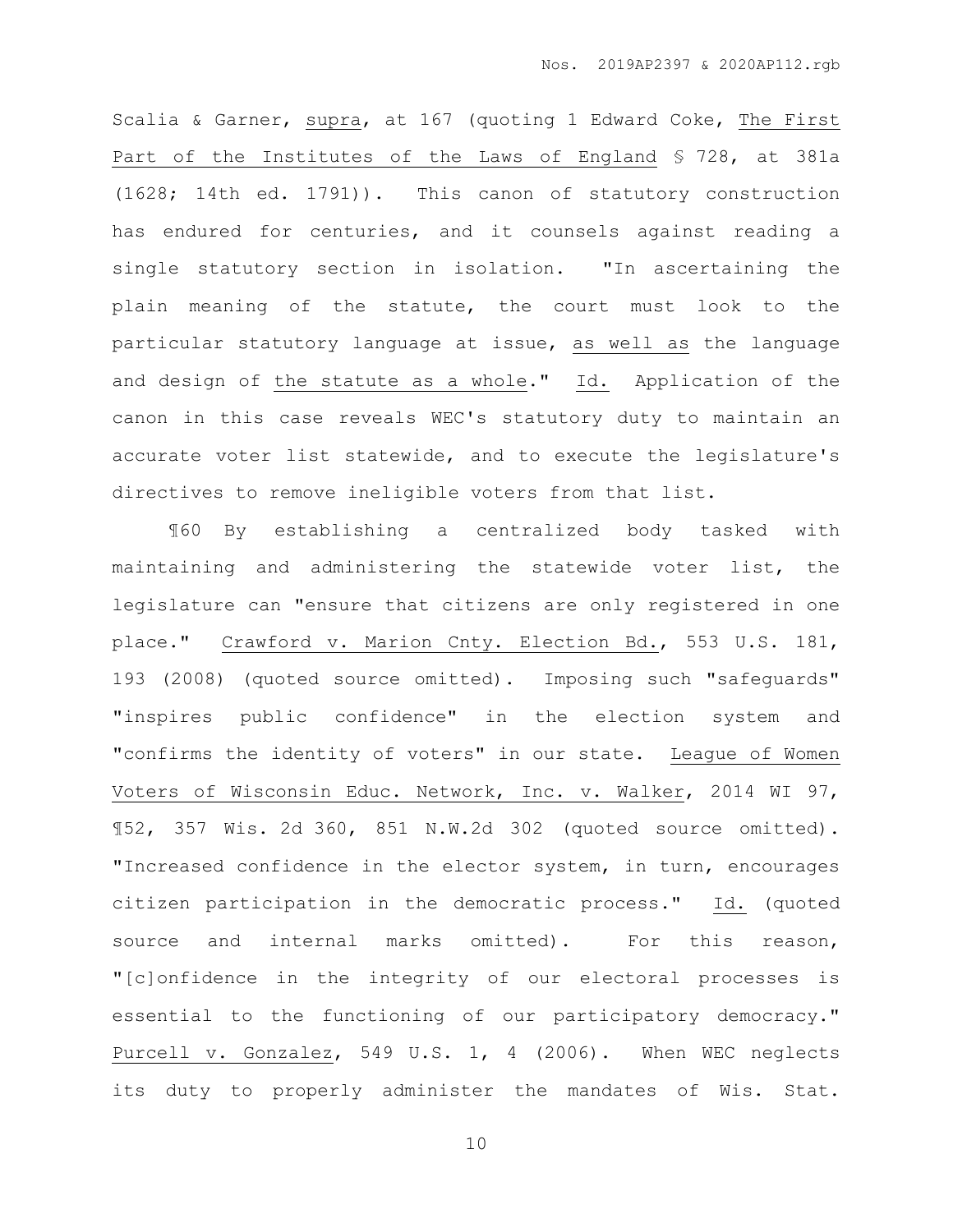Scalia & Garner, <u>supra</u>, at 167 (quoting 1 Edward Coke, <u>The First Part of the Institutes of the Laws of England</u> § 728, at 381a (1628; 14th ed. 1791)). This canon of statutory construction has endured for centuries, and it counsels against reading a single statutory section in isolation. "In ascertaining the plain meaning of the statute, the court must look to the particular statutory language at issue, <u>as well as</u> the language and design of <u>the statute as a whole</u>." <u>Id.</u> Application of the canon in this case reveals WEC's statutory duty to maintain an accurate voter list statewide, and to execute the legislature's directives to remove ineligible voters from that list.

¶60 By establishing a centralized body tasked with maintaining and administering the statewide voter list, the legislature can "ensure that citizens are only registered in one place." <u>Crawford v. Marion Cnty. Election Bd.</u>, 553 U.S. 181, 193 (2008) (quoted source omitted). Imposing such "safeguards" "inspires public confidence" in the election system and "confirms the identity of voters" in our state. <u>League of Women Voters of Wisconsin Educ. Network, Inc. v. Walker</u>, 2014 WI 97, ¶52, 357 Wis. 2d 360, 851 N.W.2d 302 (quoted source omitted). "Increased confidence in the elector system, in turn, encourages citizen participation in the democratic process." <u>Id.</u> (quoted source and internal marks omitted). For this reason, "[c]onfidence in the integrity of our electoral processes is essential to the functioning of our participatory democracy." <u>Purcell v. Gonzalez</u>, 549 U.S. 1, 4 (2006). When WEC neglects its duty to properly administer the mandates of Wis. Stat.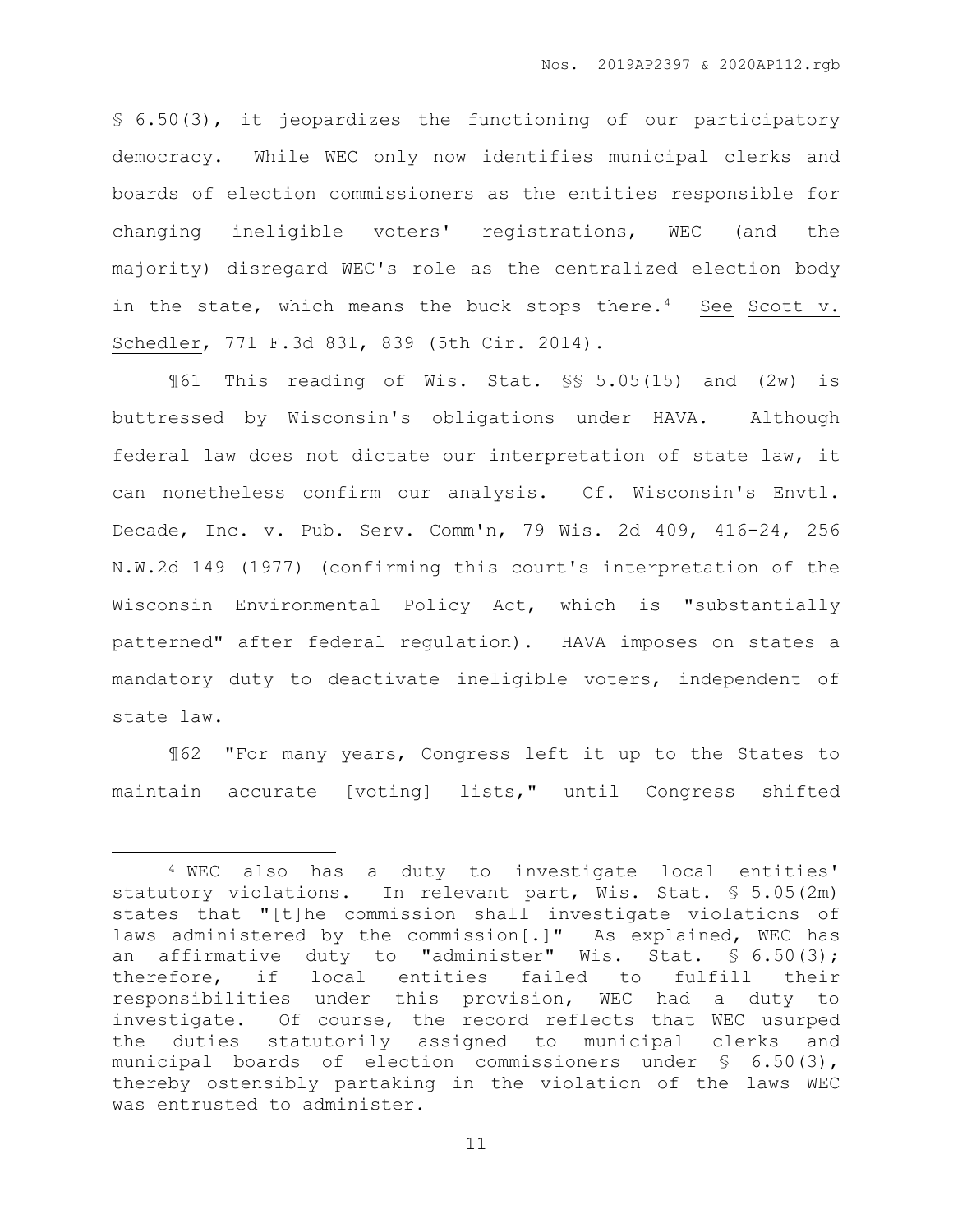§ 6.50(3), it jeopardizes the functioning of our participatory democracy. While WEC only now identifies municipal clerks and boards of election commissioners as the entities responsible for changing ineligible voters' registrations, WEC (and the majority) disregard WEC's role as the centralized election body in the state, which means the buck stops there.[4] See Scott v. Schedler, 771 F.3d 831, 839 (5th Cir. 2014).

¶61 This reading of Wis. Stat. §§ 5.05(15) and (2w) is buttressed by Wisconsin's obligations under HAVA. Although federal law does not dictate our interpretation of state law, it can nonetheless confirm our analysis. Cf. Wisconsin's Envtl. Decade, Inc. v. Pub. Serv. Comm'n, 79 Wis. 2d 409, 416-24, 256 N.W.2d 149 (1977) (confirming this court's interpretation of the Wisconsin Environmental Policy Act, which is "substantially patterned" after federal regulation). HAVA imposes on states a mandatory duty to deactivate ineligible voters, independent of state law.

¶62 "For many years, Congress left it up to the States to maintain accurate [voting] lists," until Congress shifted

---

[4] WEC also has a duty to investigate local entities' statutory violations. In relevant part, Wis. Stat. § 5.05(2m) states that "[t]he commission shall investigate violations of laws administered by the commission[.]" As explained, WEC has an affirmative duty to "administer" Wis. Stat. § 6.50(3); therefore, if local entities failed to fulfill their responsibilities under this provision, WEC had a duty to investigate. Of course, the record reflects that WEC usurped the duties statutorily assigned to municipal clerks and municipal boards of election commissioners under § 6.50(3), thereby ostensibly partaking in the violation of the laws WEC was entrusted to administer.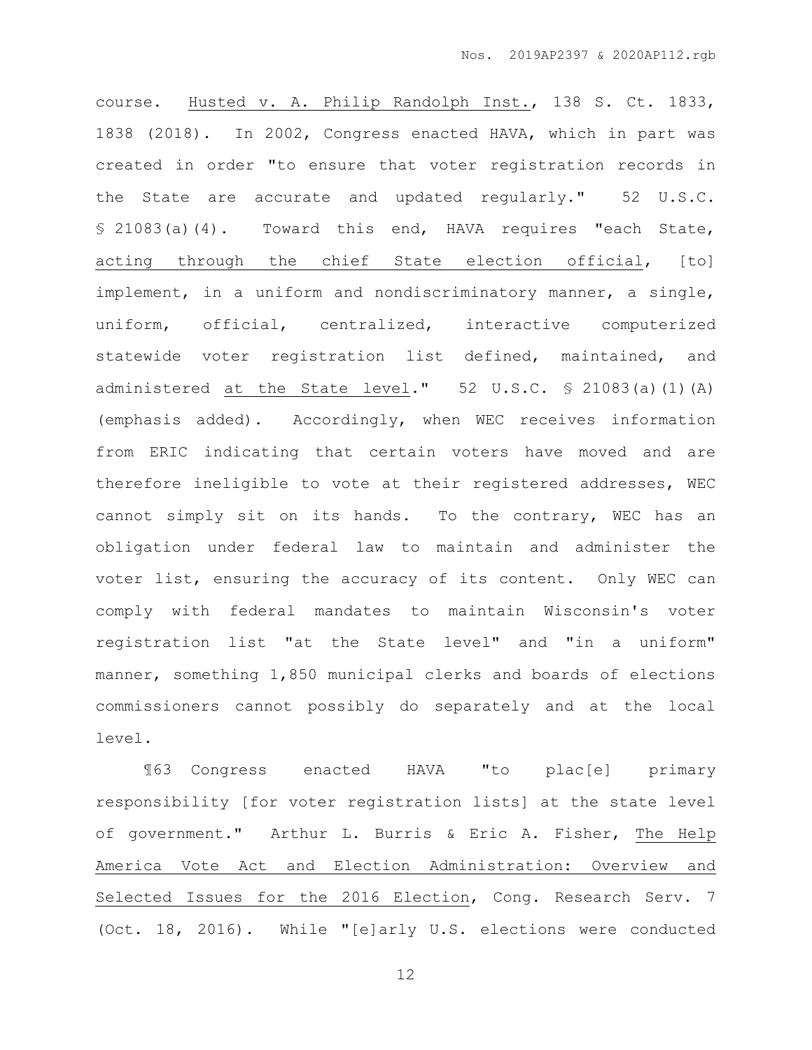course. Husted v. A. Philip Randolph Inst., 138 S. Ct. 1833, 1838 (2018). In 2002, Congress enacted HAVA, which in part was created in order "to ensure that voter registration records in the State are accurate and updated regularly." 52 U.S.C. § 21083(a)(4). Toward this end, HAVA requires "each State, acting through the chief State election official, [to] implement, in a uniform and nondiscriminatory manner, a single, uniform, official, centralized, interactive computerized statewide voter registration list defined, maintained, and administered at the State level." 52 U.S.C. § 21083(a)(1)(A) (emphasis added). Accordingly, when WEC receives information from ERIC indicating that certain voters have moved and are therefore ineligible to vote at their registered addresses, WEC cannot simply sit on its hands. To the contrary, WEC has an obligation under federal law to maintain and administer the voter list, ensuring the accuracy of its content. Only WEC can comply with federal mandates to maintain Wisconsin's voter registration list "at the State level" and "in a uniform" manner, something 1,850 municipal clerks and boards of elections commissioners cannot possibly do separately and at the local level.

¶63 Congress enacted HAVA "to plac[e] primary responsibility [for voter registration lists] at the state level of government." Arthur L. Burris & Eric A. Fisher, The Help America Vote Act and Election Administration: Overview and Selected Issues for the 2016 Election, Cong. Research Serv. 7 (Oct. 18, 2016). While "[e]arly U.S. elections were conducted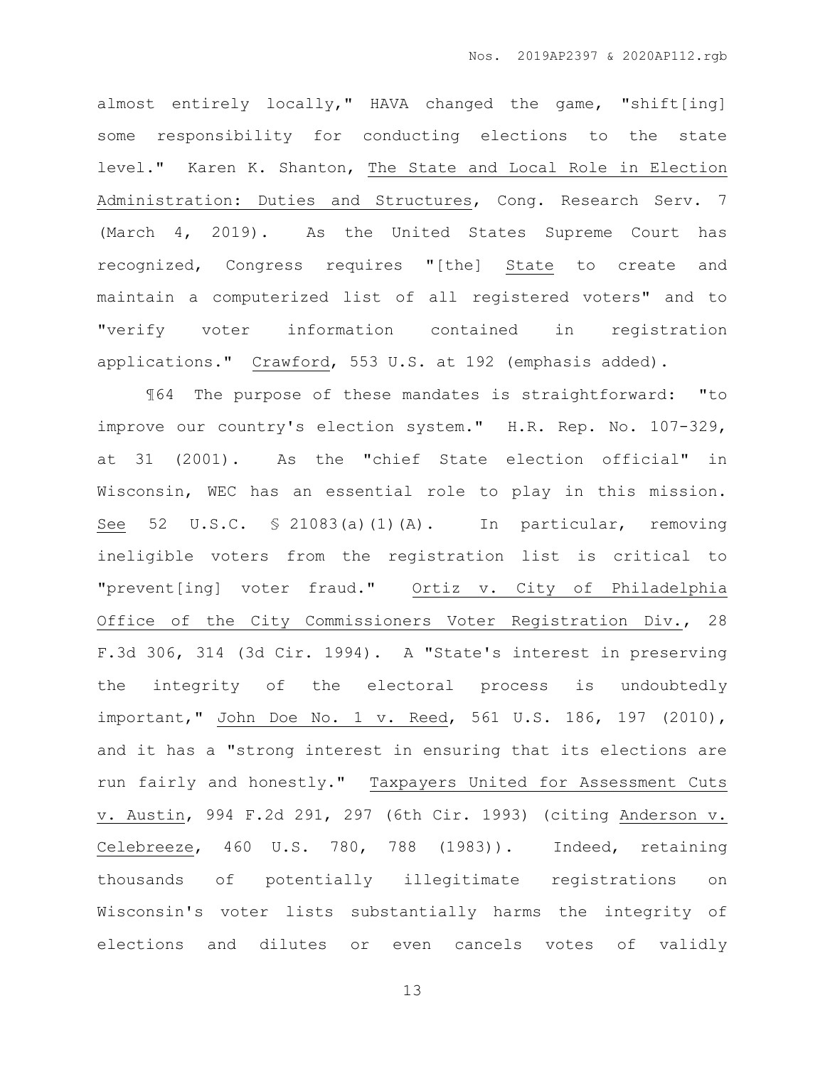almost entirely locally," HAVA changed the game, "shift[ing] some responsibility for conducting elections to the state level." Karen K. Shanton, The State and Local Role in Election Administration: Duties and Structures, Cong. Research Serv. 7 (March 4, 2019). As the United States Supreme Court has recognized, Congress requires "[the] State to create and maintain a computerized list of all registered voters" and to "verify voter information contained in registration applications." Crawford, 553 U.S. at 192 (emphasis added).

¶64 The purpose of these mandates is straightforward: "to improve our country's election system." H.R. Rep. No. 107-329, at 31 (2001). As the "chief State election official" in Wisconsin, WEC has an essential role to play in this mission. See 52 U.S.C. § 21083(a)(1)(A). In particular, removing ineligible voters from the registration list is critical to "prevent[ing] voter fraud." Ortiz v. City of Philadelphia Office of the City Commissioners Voter Registration Div., 28 F.3d 306, 314 (3d Cir. 1994). A "State's interest in preserving the integrity of the electoral process is undoubtedly important," John Doe No. 1 v. Reed, 561 U.S. 186, 197 (2010), and it has a "strong interest in ensuring that its elections are run fairly and honestly." Taxpayers United for Assessment Cuts v. Austin, 994 F.2d 291, 297 (6th Cir. 1993) (citing Anderson v. Celebreeze, 460 U.S. 780, 788 (1983)). Indeed, retaining thousands of potentially illegitimate registrations on Wisconsin's voter lists substantially harms the integrity of elections and dilutes or even cancels votes of validly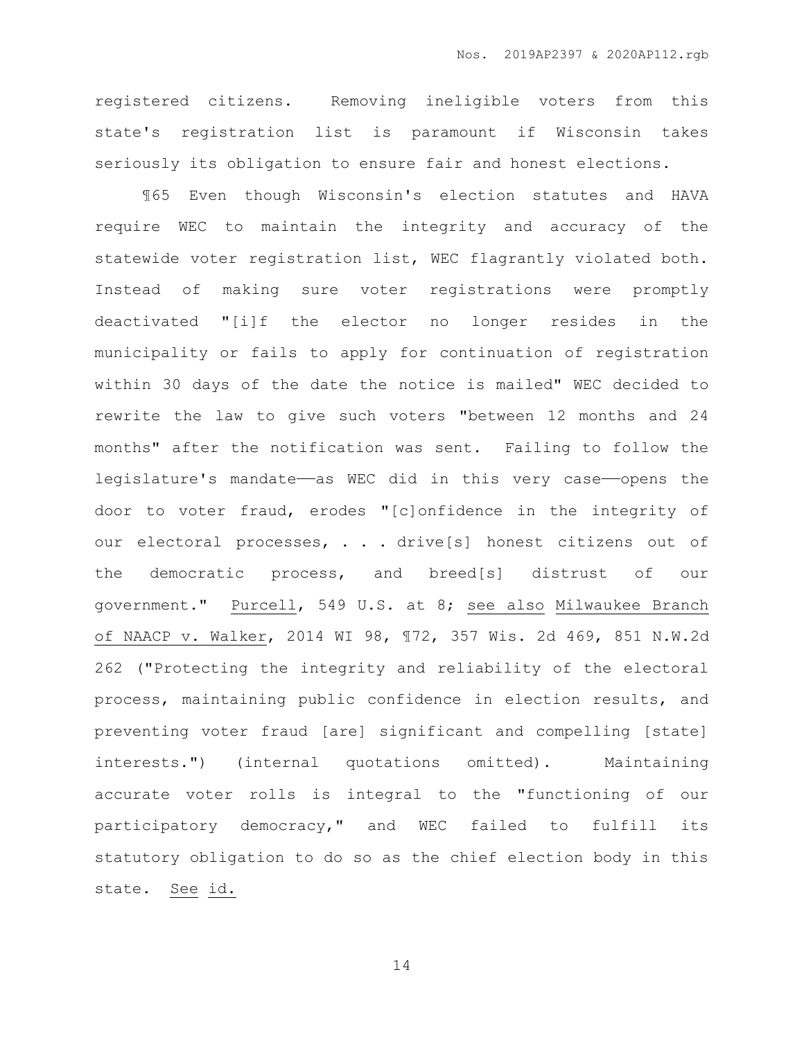registered citizens. Removing ineligible voters from this state's registration list is paramount if Wisconsin takes seriously its obligation to ensure fair and honest elections.

¶65 Even though Wisconsin's election statutes and HAVA require WEC to maintain the integrity and accuracy of the statewide voter registration list, WEC flagrantly violated both. Instead of making sure voter registrations were promptly deactivated "[i]f the elector no longer resides in the municipality or fails to apply for continuation of registration within 30 days of the date the notice is mailed" WEC decided to rewrite the law to give such voters "between 12 months and 24 months" after the notification was sent. Failing to follow the legislature's mandate——as WEC did in this very case——opens the door to voter fraud, erodes "[c]onfidence in the integrity of our electoral processes, . . . drive[s] honest citizens out of the democratic process, and breed[s] distrust of our government." Purcell, 549 U.S. at 8; see also Milwaukee Branch of NAACP v. Walker, 2014 WI 98, ¶72, 357 Wis. 2d 469, 851 N.W.2d 262 ("Protecting the integrity and reliability of the electoral process, maintaining public confidence in election results, and preventing voter fraud [are] significant and compelling [state] interests.") (internal quotations omitted). Maintaining accurate voter rolls is integral to the "functioning of our participatory democracy," and WEC failed to fulfill its statutory obligation to do so as the chief election body in this state. See id.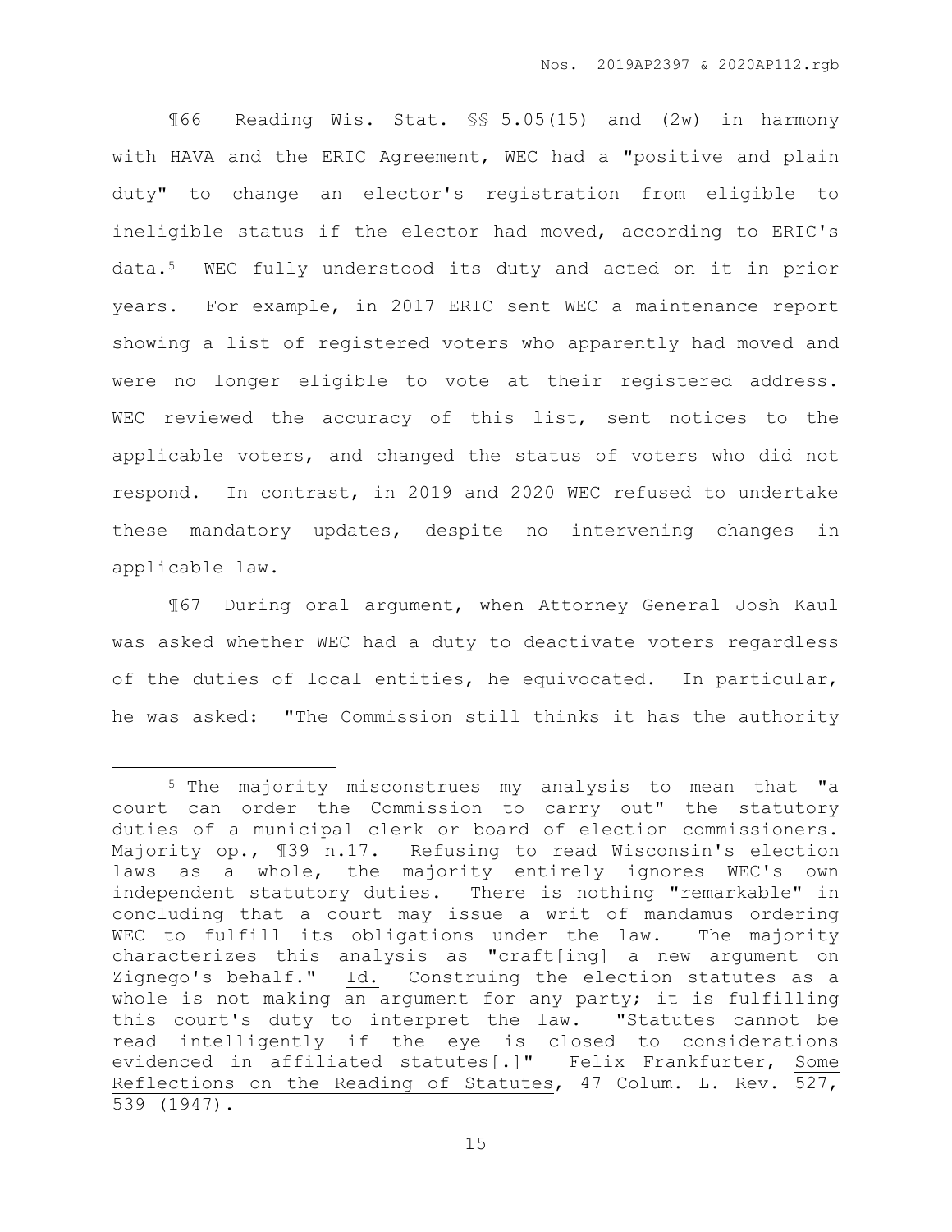¶66 Reading Wis. Stat. §§ 5.05(15) and (2w) in harmony with HAVA and the ERIC Agreement, WEC had a "positive and plain duty" to change an elector's registration from eligible to ineligible status if the elector had moved, according to ERIC's data.[5] WEC fully understood its duty and acted on it in prior years. For example, in 2017 ERIC sent WEC a maintenance report showing a list of registered voters who apparently had moved and were no longer eligible to vote at their registered address. WEC reviewed the accuracy of this list, sent notices to the applicable voters, and changed the status of voters who did not respond. In contrast, in 2019 and 2020 WEC refused to undertake these mandatory updates, despite no intervening changes in applicable law.

¶67 During oral argument, when Attorney General Josh Kaul was asked whether WEC had a duty to deactivate voters regardless of the duties of local entities, he equivocated. In particular, he was asked: "The Commission still thinks it has the authority

---

[5] The majority misconstrues my analysis to mean that "a court can order the Commission to carry out" the statutory duties of a municipal clerk or board of election commissioners. Majority op., ¶39 n.17. Refusing to read Wisconsin's election laws as a whole, the majority entirely ignores WEC's own <u>independent</u> statutory duties. There is nothing "remarkable" in concluding that a court may issue a writ of mandamus ordering WEC to fulfill its obligations under the law. The majority characterizes this analysis as "craft[ing] a new argument on Zignego's behalf." <u>Id.</u> Construing the election statutes as a whole is not making an argument for any party; it is fulfilling this court's duty to interpret the law. "Statutes cannot be read intelligently if the eye is closed to considerations evidenced in affiliated statutes[.]" Felix Frankfurter, <u>Some Reflections on the Reading of Statutes</u>, 47 Colum. L. Rev. 527, 539 (1947).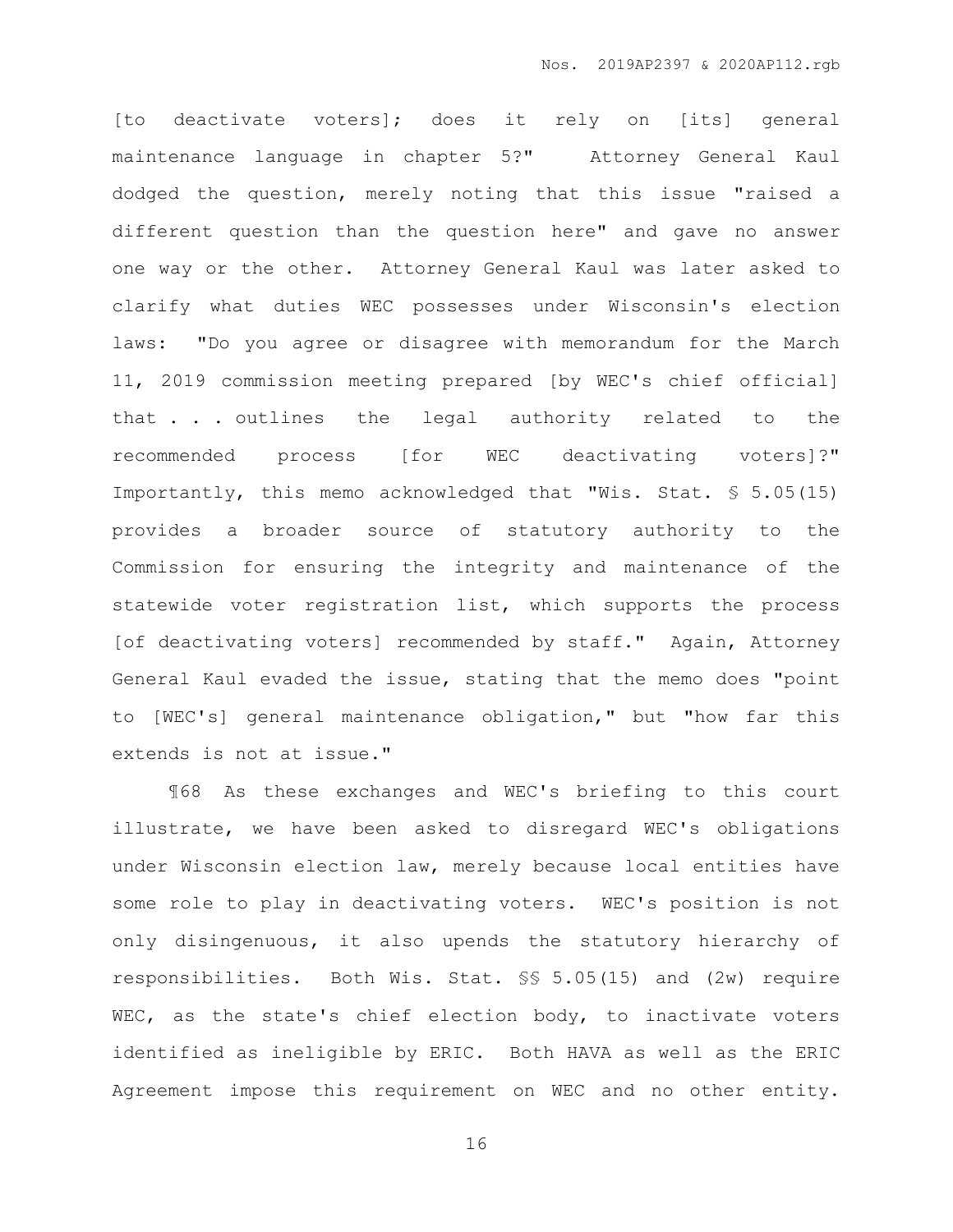[to deactivate voters]; does it rely on [its] general maintenance language in chapter 5?" Attorney General Kaul dodged the question, merely noting that this issue "raised a different question than the question here" and gave no answer one way or the other. Attorney General Kaul was later asked to clarify what duties WEC possesses under Wisconsin's election laws: "Do you agree or disagree with memorandum for the March 11, 2019 commission meeting prepared [by WEC's chief official] that . . . outlines the legal authority related to the recommended process [for WEC deactivating voters]?" Importantly, this memo acknowledged that "Wis. Stat. § 5.05(15) provides a broader source of statutory authority to the Commission for ensuring the integrity and maintenance of the statewide voter registration list, which supports the process [of deactivating voters] recommended by staff." Again, Attorney General Kaul evaded the issue, stating that the memo does "point to [WEC's] general maintenance obligation," but "how far this extends is not at issue."

¶68 As these exchanges and WEC's briefing to this court illustrate, we have been asked to disregard WEC's obligations under Wisconsin election law, merely because local entities have some role to play in deactivating voters. WEC's position is not only disingenuous, it also upends the statutory hierarchy of responsibilities. Both Wis. Stat. §§ 5.05(15) and (2w) require WEC, as the state's chief election body, to inactivate voters identified as ineligible by ERIC. Both HAVA as well as the ERIC Agreement impose this requirement on WEC and no other entity.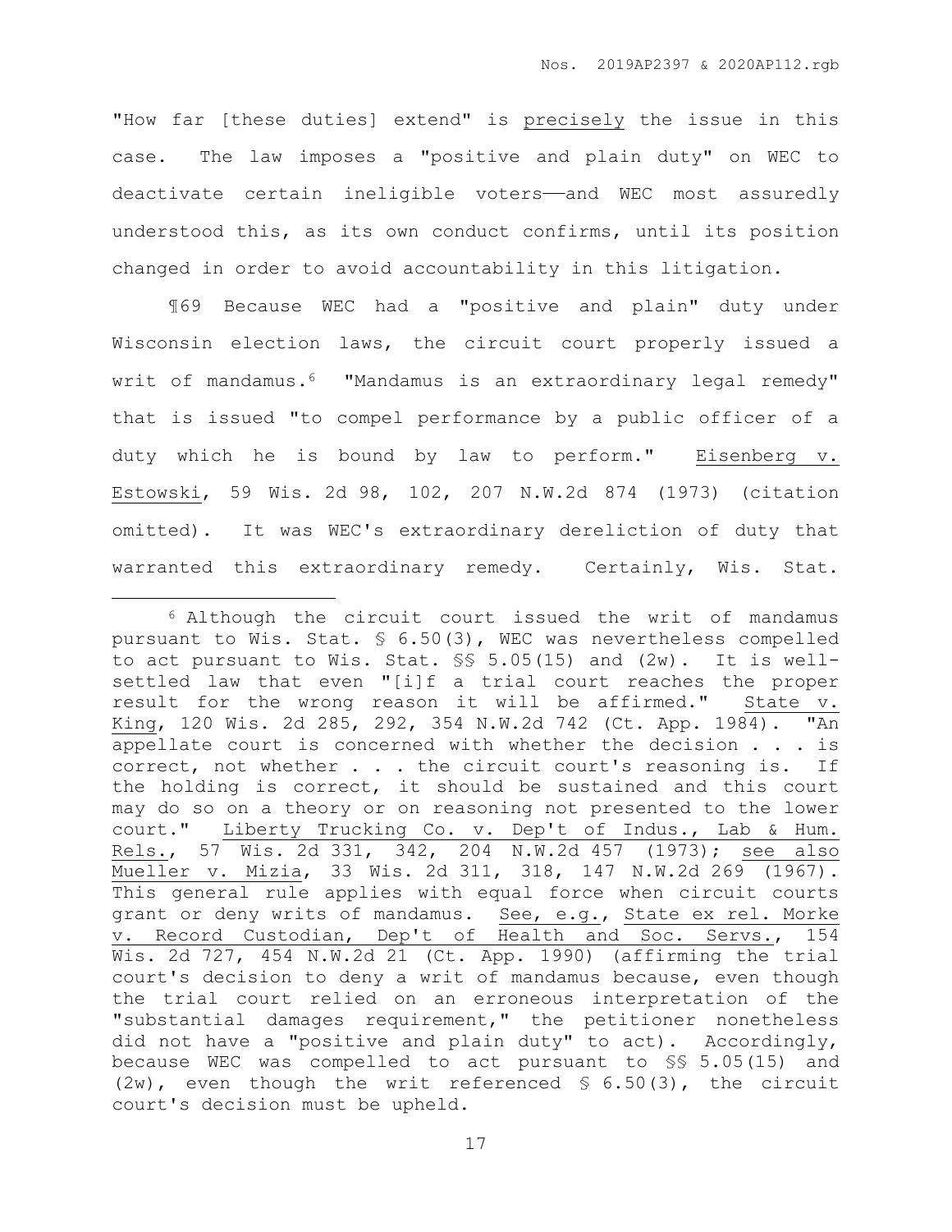"How far [these duties] extend" is precisely the issue in this case. The law imposes a "positive and plain duty" on WEC to deactivate certain ineligible voters——and WEC most assuredly understood this, as its own conduct confirms, until its position changed in order to avoid accountability in this litigation.

¶69 Because WEC had a "positive and plain" duty under Wisconsin election laws, the circuit court properly issued a writ of mandamus.[6] "Mandamus is an extraordinary legal remedy" that is issued "to compel performance by a public officer of a duty which he is bound by law to perform." Eisenberg v. Estowski, 59 Wis. 2d 98, 102, 207 N.W.2d 874 (1973) (citation omitted). It was WEC's extraordinary dereliction of duty that warranted this extraordinary remedy. Certainly, Wis. Stat.

---

[6] Although the circuit court issued the writ of mandamus pursuant to Wis. Stat. § 6.50(3), WEC was nevertheless compelled to act pursuant to Wis. Stat. §§ 5.05(15) and (2w). It is well-settled law that even "[i]f a trial court reaches the proper result for the wrong reason it will be affirmed." State v. King, 120 Wis. 2d 285, 292, 354 N.W.2d 742 (Ct. App. 1984). "An appellate court is concerned with whether the decision . . . is correct, not whether . . . the circuit court's reasoning is. If the holding is correct, it should be sustained and this court may do so on a theory or on reasoning not presented to the lower court." Liberty Trucking Co. v. Dep't of Indus., Lab & Hum. Rels., 57 Wis. 2d 331, 342, 204 N.W.2d 457 (1973); see also Mueller v. Mizia, 33 Wis. 2d 311, 318, 147 N.W.2d 269 (1967). This general rule applies with equal force when circuit courts grant or deny writs of mandamus. See, e.g., State ex rel. Morke v. Record Custodian, Dep't of Health and Soc. Servs., 154 Wis. 2d 727, 454 N.W.2d 21 (Ct. App. 1990) (affirming the trial court's decision to deny a writ of mandamus because, even though the trial court relied on an erroneous interpretation of the "substantial damages requirement," the petitioner nonetheless did not have a "positive and plain duty" to act). Accordingly, because WEC was compelled to act pursuant to §§ 5.05(15) and (2w), even though the writ referenced § 6.50(3), the circuit court's decision must be upheld.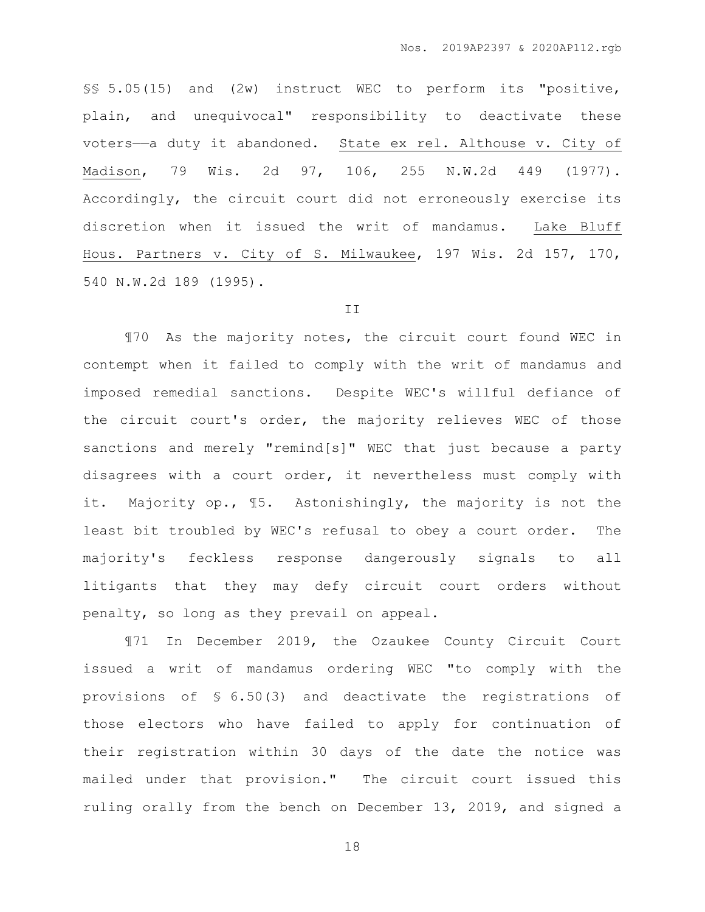§§ 5.05(15) and (2w) instruct WEC to perform its "positive, plain, and unequivocal" responsibility to deactivate these voters——a duty it abandoned. State ex rel. Althouse v. City of Madison, 79 Wis. 2d 97, 106, 255 N.W.2d 449 (1977). Accordingly, the circuit court did not erroneously exercise its discretion when it issued the writ of mandamus. Lake Bluff Hous. Partners v. City of S. Milwaukee, 197 Wis. 2d 157, 170, 540 N.W.2d 189 (1995).

II

¶70 As the majority notes, the circuit court found WEC in contempt when it failed to comply with the writ of mandamus and imposed remedial sanctions. Despite WEC's willful defiance of the circuit court's order, the majority relieves WEC of those sanctions and merely "remind[s]" WEC that just because a party disagrees with a court order, it nevertheless must comply with it. Majority op., ¶5. Astonishingly, the majority is not the least bit troubled by WEC's refusal to obey a court order. The majority's feckless response dangerously signals to all litigants that they may defy circuit court orders without penalty, so long as they prevail on appeal.

¶71 In December 2019, the Ozaukee County Circuit Court issued a writ of mandamus ordering WEC "to comply with the provisions of § 6.50(3) and deactivate the registrations of those electors who have failed to apply for continuation of their registration within 30 days of the date the notice was mailed under that provision." The circuit court issued this ruling orally from the bench on December 13, 2019, and signed a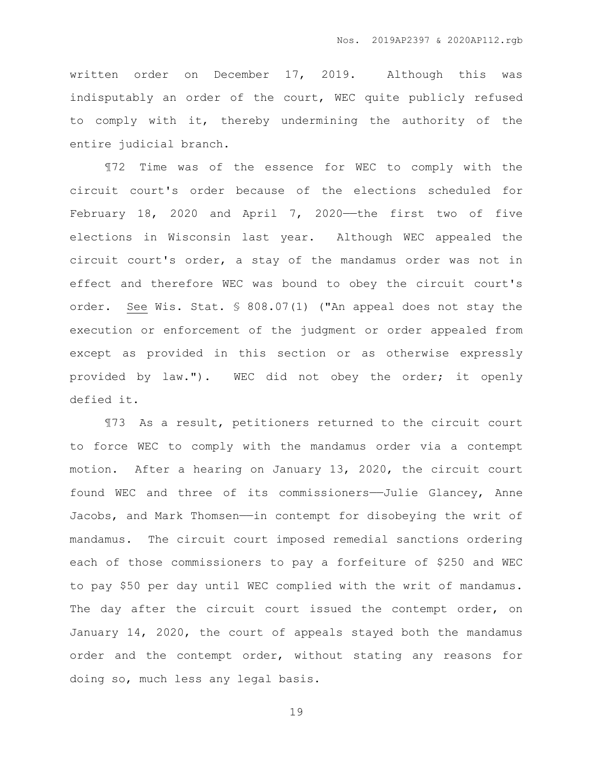written order on December 17, 2019. Although this was indisputably an order of the court, WEC quite publicly refused to comply with it, thereby undermining the authority of the entire judicial branch.

¶72 Time was of the essence for WEC to comply with the circuit court's order because of the elections scheduled for February 18, 2020 and April 7, 2020——the first two of five elections in Wisconsin last year. Although WEC appealed the circuit court's order, a stay of the mandamus order was not in effect and therefore WEC was bound to obey the circuit court's order. See Wis. Stat. § 808.07(1) ("An appeal does not stay the execution or enforcement of the judgment or order appealed from except as provided in this section or as otherwise expressly provided by law."). WEC did not obey the order; it openly defied it.

¶73 As a result, petitioners returned to the circuit court to force WEC to comply with the mandamus order via a contempt motion. After a hearing on January 13, 2020, the circuit court found WEC and three of its commissioners——Julie Glancey, Anne Jacobs, and Mark Thomsen——in contempt for disobeying the writ of mandamus. The circuit court imposed remedial sanctions ordering each of those commissioners to pay a forfeiture of $250 and WEC to pay $50 per day until WEC complied with the writ of mandamus. The day after the circuit court issued the contempt order, on January 14, 2020, the court of appeals stayed both the mandamus order and the contempt order, without stating any reasons for doing so, much less any legal basis.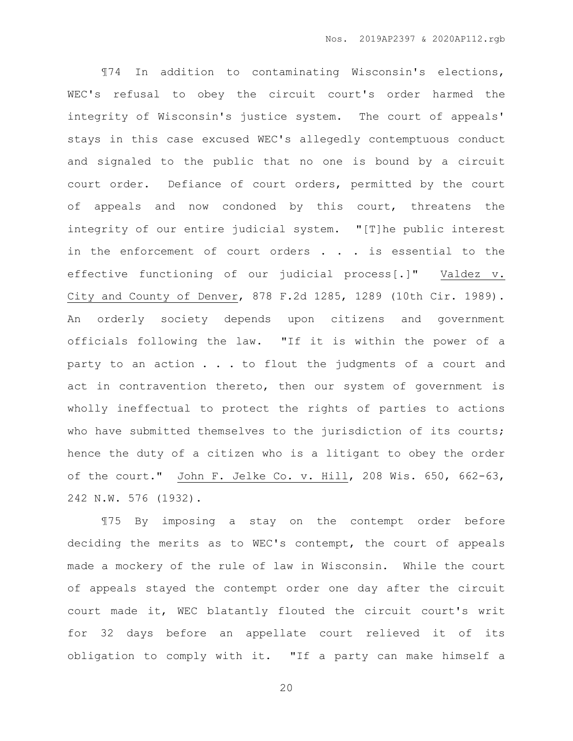¶74 In addition to contaminating Wisconsin's elections, WEC's refusal to obey the circuit court's order harmed the integrity of Wisconsin's justice system. The court of appeals' stays in this case excused WEC's allegedly contemptuous conduct and signaled to the public that no one is bound by a circuit court order. Defiance of court orders, permitted by the court of appeals and now condoned by this court, threatens the integrity of our entire judicial system. "[T]he public interest in the enforcement of court orders . . . is essential to the effective functioning of our judicial process[.]" Valdez v. City and County of Denver, 878 F.2d 1285, 1289 (10th Cir. 1989). An orderly society depends upon citizens and government officials following the law. "If it is within the power of a party to an action . . . to flout the judgments of a court and act in contravention thereto, then our system of government is wholly ineffectual to protect the rights of parties to actions who have submitted themselves to the jurisdiction of its courts; hence the duty of a citizen who is a litigant to obey the order of the court." John F. Jelke Co. v. Hill, 208 Wis. 650, 662-63, 242 N.W. 576 (1932).

¶75 By imposing a stay on the contempt order before deciding the merits as to WEC's contempt, the court of appeals made a mockery of the rule of law in Wisconsin. While the court of appeals stayed the contempt order one day after the circuit court made it, WEC blatantly flouted the circuit court's writ for 32 days before an appellate court relieved it of its obligation to comply with it. "If a party can make himself a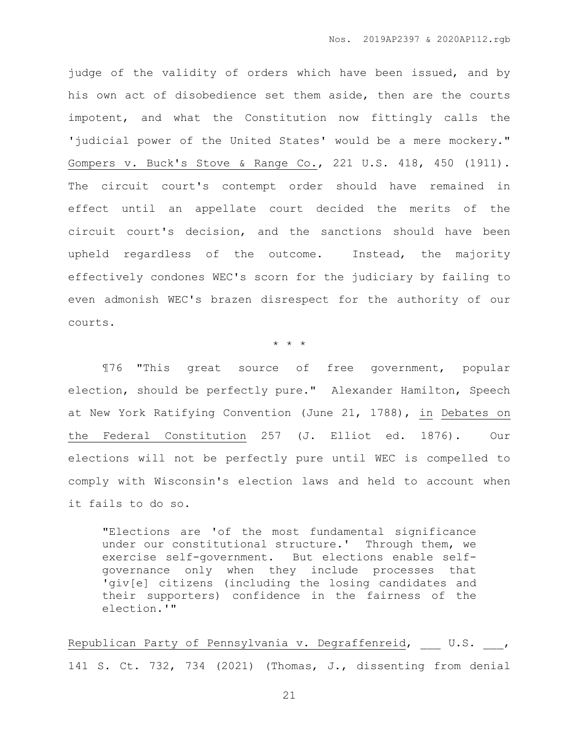judge of the validity of orders which have been issued, and by his own act of disobedience set them aside, then are the courts impotent, and what the Constitution now fittingly calls the 'judicial power of the United States' would be a mere mockery." Gompers v. Buck's Stove & Range Co., 221 U.S. 418, 450 (1911). The circuit court's contempt order should have remained in effect until an appellate court decided the merits of the circuit court's decision, and the sanctions should have been upheld regardless of the outcome. Instead, the majority effectively condones WEC's scorn for the judiciary by failing to even admonish WEC's brazen disrespect for the authority of our courts.

\* \* \*

¶76 "This great source of free government, popular election, should be perfectly pure." Alexander Hamilton, Speech at New York Ratifying Convention (June 21, 1788), in Debates on the Federal Constitution 257 (J. Elliot ed. 1876). Our elections will not be perfectly pure until WEC is compelled to comply with Wisconsin's election laws and held to account when it fails to do so.

> "Elections are 'of the most fundamental significance under our constitutional structure.' Through them, we exercise self-government. But elections enable self-governance only when they include processes that 'giv[e] citizens (including the losing candidates and their supporters) confidence in the fairness of the election.'"

Republican Party of Pennsylvania v. Degraffenreid, ___ U.S. ___, 141 S. Ct. 732, 734 (2021) (Thomas, J., dissenting from denial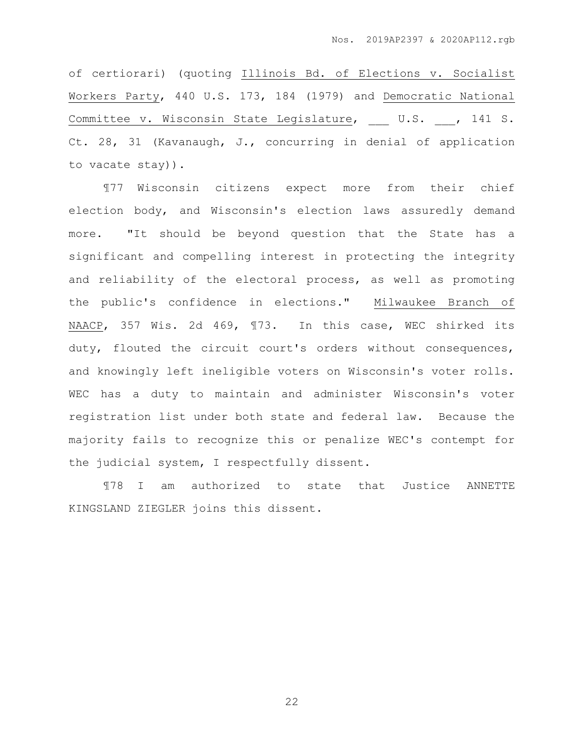of certiorari) (quoting Illinois Bd. of Elections v. Socialist Workers Party, 440 U.S. 173, 184 (1979) and Democratic National Committee v. Wisconsin State Legislature, ___ U.S. ___, 141 S. Ct. 28, 31 (Kavanaugh, J., concurring in denial of application to vacate stay)).

¶77 Wisconsin citizens expect more from their chief election body, and Wisconsin's election laws assuredly demand more. "It should be beyond question that the State has a significant and compelling interest in protecting the integrity and reliability of the electoral process, as well as promoting the public's confidence in elections." Milwaukee Branch of NAACP, 357 Wis. 2d 469, ¶73. In this case, WEC shirked its duty, flouted the circuit court's orders without consequences, and knowingly left ineligible voters on Wisconsin's voter rolls. WEC has a duty to maintain and administer Wisconsin's voter registration list under both state and federal law. Because the majority fails to recognize this or penalize WEC's contempt for the judicial system, I respectfully dissent.

¶78 I am authorized to state that Justice ANNETTE KINGSLAND ZIEGLER joins this dissent.